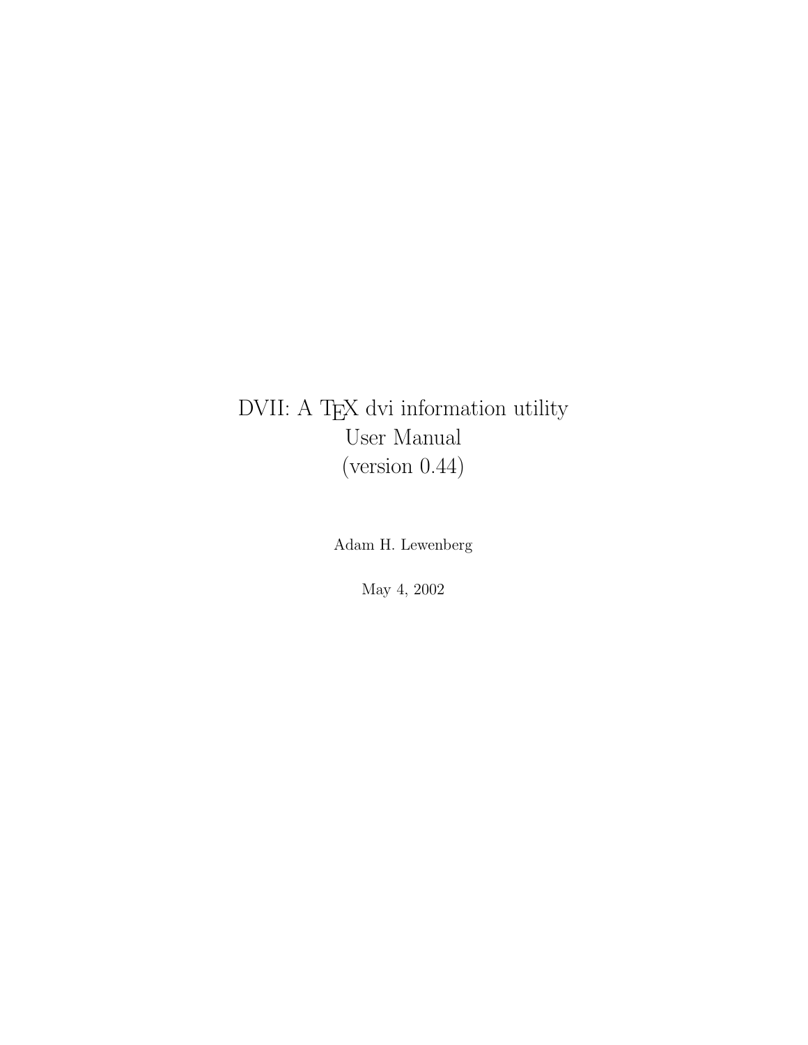# DVII: A TEX dvi information utility
# User Manual
# (version 0.44)

Adam H. Lewenberg

May 4, 2002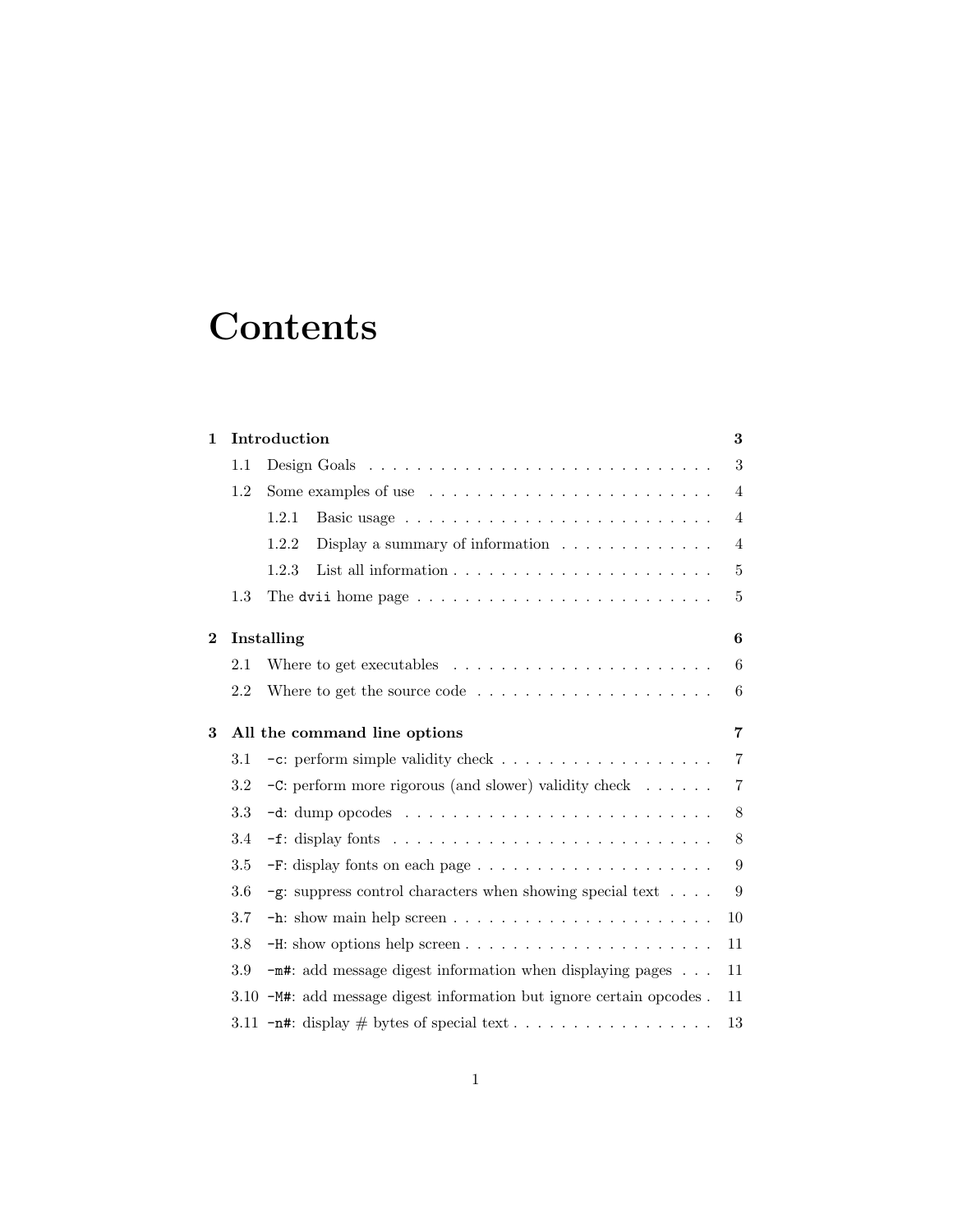# Contents

**1 Introduction** **3**

- 1.1 Design Goals . . . . . . . . . . . . . . . . . . . . . . . . . . . . . 3
- 1.2 Some examples of use . . . . . . . . . . . . . . . . . . . . . . . . 4
  - 1.2.1 Basic usage . . . . . . . . . . . . . . . . . . . . . . . . . 4
  - 1.2.2 Display a summary of information . . . . . . . . . . . . . 4
  - 1.2.3 List all information . . . . . . . . . . . . . . . . . . . . . . 5
- 1.3 The `dvii` home page . . . . . . . . . . . . . . . . . . . . . . . . . 5

**2 Installing** **6**

- 2.1 Where to get executables . . . . . . . . . . . . . . . . . . . . . . 6
- 2.2 Where to get the source code . . . . . . . . . . . . . . . . . . . . 6

**3 All the command line options** **7**

- 3.1 `-c`: perform simple validity check . . . . . . . . . . . . . . . . . . 7
- 3.2 `-C`: perform more rigorous (and slower) validity check . . . . . . 7
- 3.3 `-d`: dump opcodes . . . . . . . . . . . . . . . . . . . . . . . . . . 8
- 3.4 `-f`: display fonts . . . . . . . . . . . . . . . . . . . . . . . . . . . 8
- 3.5 `-F`: display fonts on each page . . . . . . . . . . . . . . . . . . . . 9
- 3.6 `-g`: suppress control characters when showing special text . . . . 9
- 3.7 `-h`: show main help screen . . . . . . . . . . . . . . . . . . . . . . 10
- 3.8 `-H`: show options help screen . . . . . . . . . . . . . . . . . . . . . 11
- 3.9 `-m#`: add message digest information when displaying pages . . . 11
- 3.10 `-M#`: add message digest information but ignore certain opcodes . 11
- 3.11 `-n#`: display # bytes of special text . . . . . . . . . . . . . . . . . 13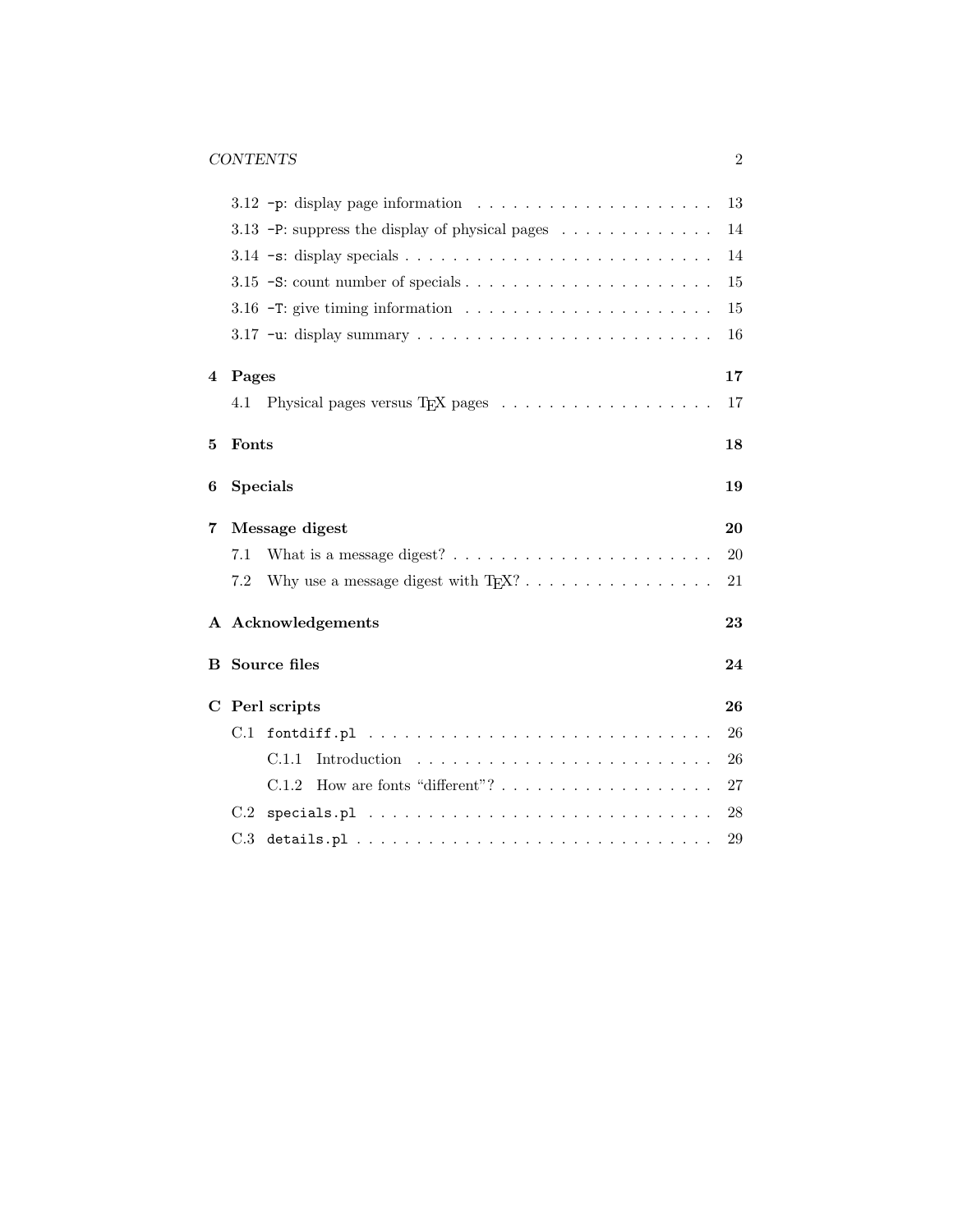3.12 `-p`: display page information . . . . . . . . . . . . . . . . . . . . 13
3.13 `-P`: suppress the display of physical pages . . . . . . . . . . . . . 14
3.14 `-s`: display specials . . . . . . . . . . . . . . . . . . . . . . . . . 14
3.15 `-S`: count number of specials . . . . . . . . . . . . . . . . . . . . . 15
3.16 `-T`: give timing information . . . . . . . . . . . . . . . . . . . . . 15
3.17 `-u`: display summary . . . . . . . . . . . . . . . . . . . . . . . . . 16

**4 Pages** **17**

4.1 Physical pages versus TEX pages . . . . . . . . . . . . . . . . . . 17

**5 Fonts** **18**

**6 Specials** **19**

**7 Message digest** **20**

7.1 What is a message digest? . . . . . . . . . . . . . . . . . . . . . . 20
7.2 Why use a message digest with TEX? . . . . . . . . . . . . . . . . 21

**A Acknowledgements** **23**

**B Source files** **24**

**C Perl scripts** **26**

C.1 `fontdiff.pl` . . . . . . . . . . . . . . . . . . . . . . . . . . . . . 26
  C.1.1 Introduction . . . . . . . . . . . . . . . . . . . . . . . . . 26
  C.1.2 How are fonts "different"? . . . . . . . . . . . . . . . . . . 27
C.2 `specials.pl` . . . . . . . . . . . . . . . . . . . . . . . . . . . . . 28
C.3 `details.pl` . . . . . . . . . . . . . . . . . . . . . . . . . . . . . 29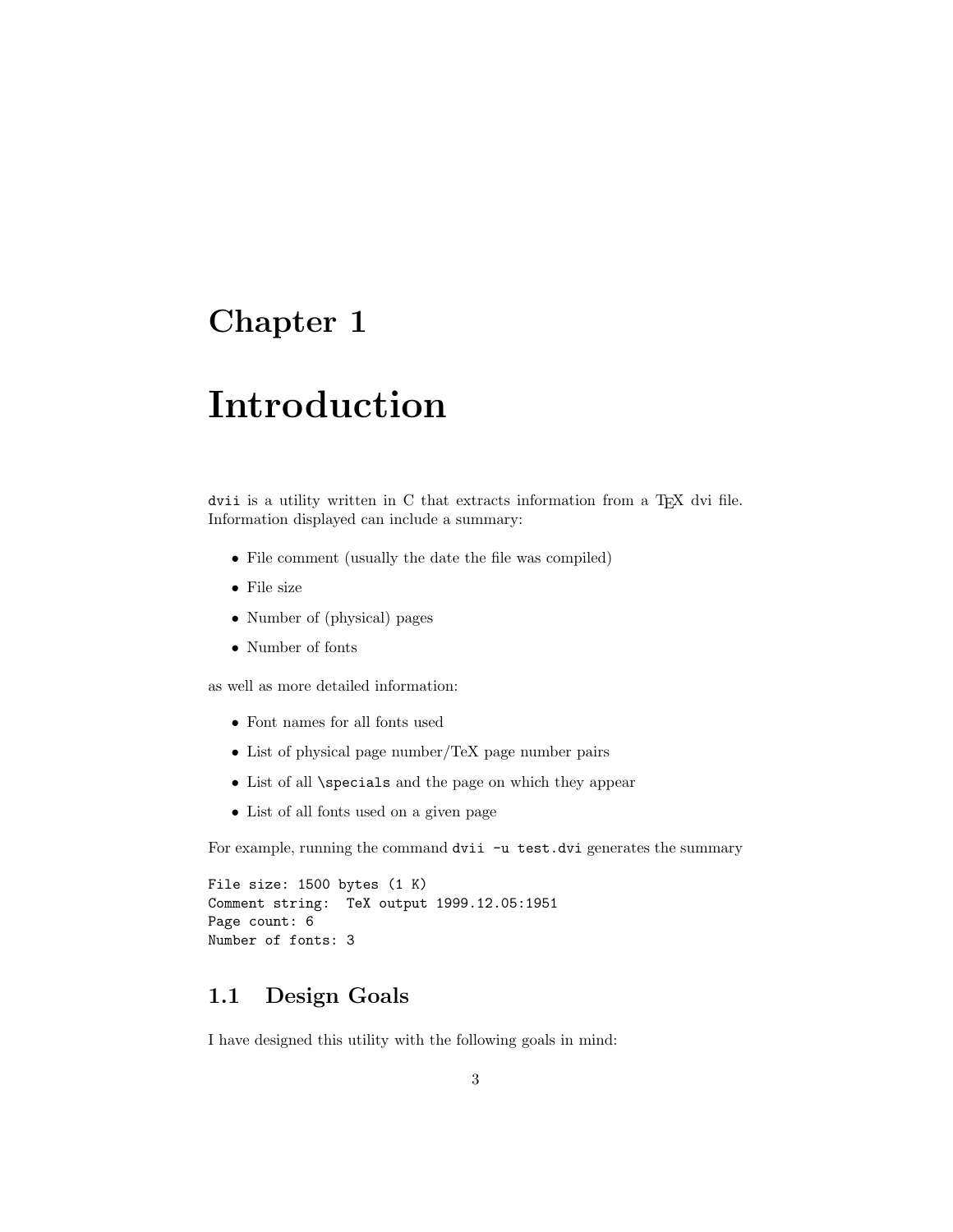# Chapter 1

# Introduction

`dvii` is a utility written in C that extracts information from a TeX dvi file. Information displayed can include a summary:

- File comment (usually the date the file was compiled)
- File size
- Number of (physical) pages
- Number of fonts

as well as more detailed information:

- Font names for all fonts used
- List of physical page number/TeX page number pairs
- List of all `\specials` and the page on which they appear
- List of all fonts used on a given page

For example, running the command `dvii -u test.dvi` generates the summary

```
File size: 1500 bytes (1 K)
Comment string:  TeX output 1999.12.05:1951
Page count: 6
Number of fonts: 3
```

## 1.1 Design Goals

I have designed this utility with the following goals in mind: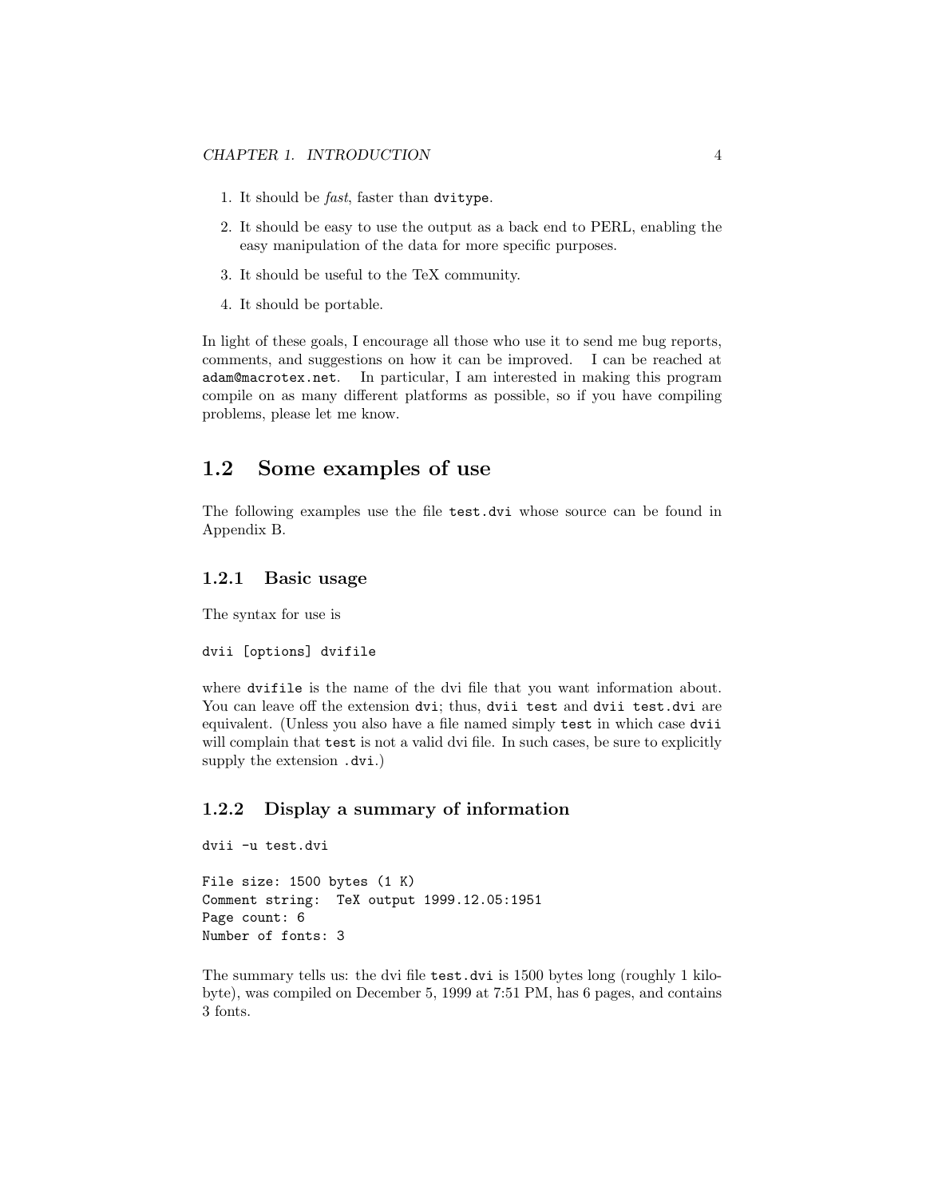1. It should be *fast*, faster than `dvitype`.
2. It should be easy to use the output as a back end to PERL, enabling the easy manipulation of the data for more specific purposes.
3. It should be useful to the TeX community.
4. It should be portable.

In light of these goals, I encourage all those who use it to send me bug reports, comments, and suggestions on how it can be improved. I can be reached at `adam@macrotex.net`. In particular, I am interested in making this program compile on as many different platforms as possible, so if you have compiling problems, please let me know.

## 1.2 Some examples of use

The following examples use the file `test.dvi` whose source can be found in Appendix B.

### 1.2.1 Basic usage

The syntax for use is

```
dvii [options] dvifile
```

where `dvifile` is the name of the dvi file that you want information about. You can leave off the extension `dvi`; thus, `dvii test` and `dvii test.dvi` are equivalent. (Unless you also have a file named simply `test` in which case `dvii` will complain that `test` is not a valid dvi file. In such cases, be sure to explicitly supply the extension `.dvi`.)

### 1.2.2 Display a summary of information

```
dvii -u test.dvi

File size: 1500 bytes (1 K)
Comment string:  TeX output 1999.12.05:1951
Page count: 6
Number of fonts: 3
```

The summary tells us: the dvi file `test.dvi` is 1500 bytes long (roughly 1 kilobyte), was compiled on December 5, 1999 at 7:51 PM, has 6 pages, and contains 3 fonts.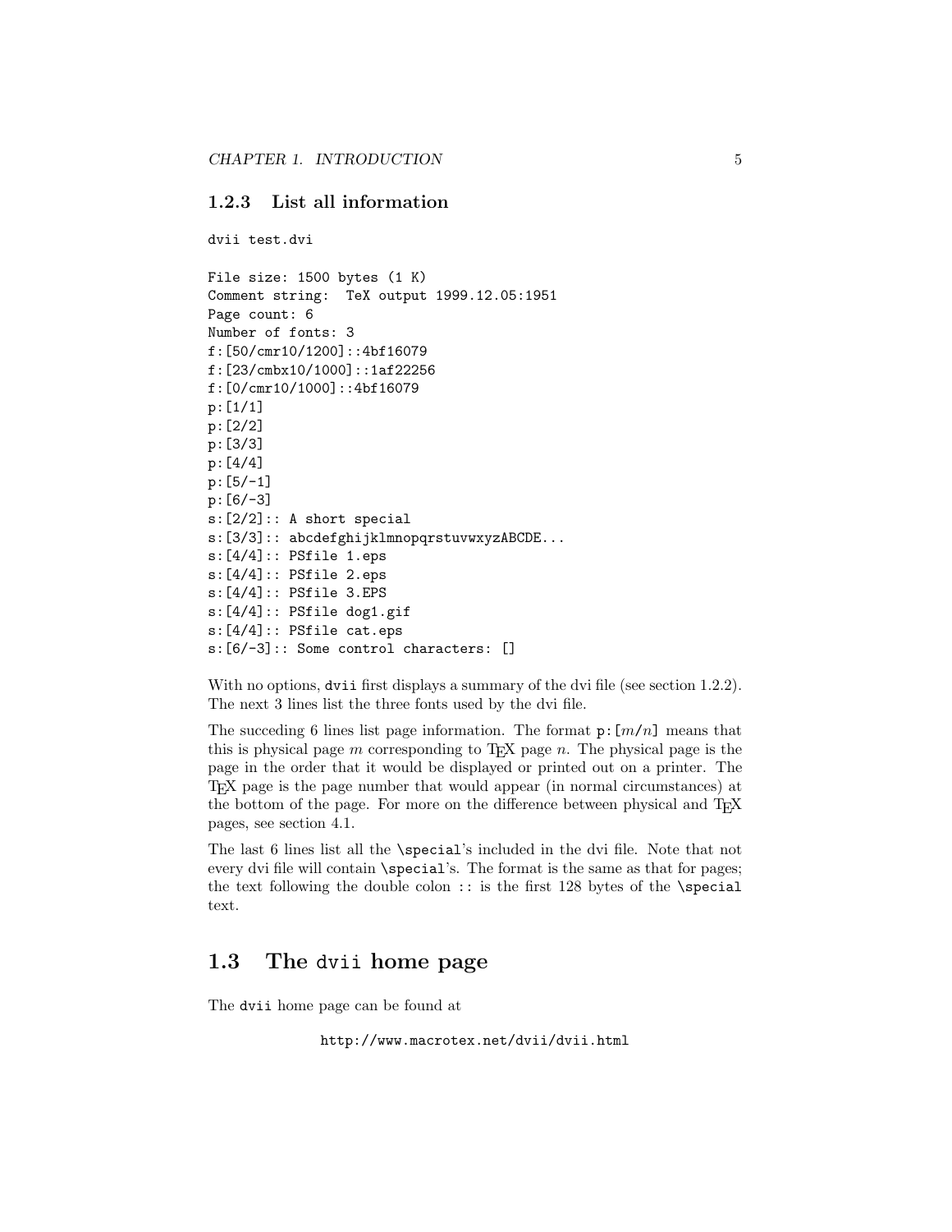### 1.2.3 List all information

```
dvii test.dvi

File size: 1500 bytes (1 K)
Comment string:  TeX output 1999.12.05:1951
Page count: 6
Number of fonts: 3
f:[50/cmr10/1200]::4bf16079
f:[23/cmbx10/1000]::1af22256
f:[0/cmr10/1000]::4bf16079
p:[1/1]
p:[2/2]
p:[3/3]
p:[4/4]
p:[5/-1]
p:[6/-3]
s:[2/2]:: A short special
s:[3/3]:: abcdefghijklmnopqrstuvwxyzABCDE...
s:[4/4]:: PSfile 1.eps
s:[4/4]:: PSfile 2.eps
s:[4/4]:: PSfile 3.EPS
s:[4/4]:: PSfile dog1.gif
s:[4/4]:: PSfile cat.eps
s:[6/-3]:: Some control characters: []
```

With no options, `dvii` first displays a summary of the dvi file (see section 1.2.2). The next 3 lines list the three fonts used by the dvi file.

The succeding 6 lines list page information. The format `p:[`$m$`/`$n$`]` means that this is physical page $m$ corresponding to TEX page $n$. The physical page is the page in the order that it would be displayed or printed out on a printer. The TEX page is the page number that would appear (in normal circumstances) at the bottom of the page. For more on the difference between physical and TEX pages, see section 4.1.

The last 6 lines list all the `\special`'s included in the dvi file. Note that not every dvi file will contain `\special`'s. The format is the same as that for pages; the text following the double colon `::` is the first 128 bytes of the `\special` text.

## 1.3 The `dvii` home page

The `dvii` home page can be found at

`http://www.macrotex.net/dvii/dvii.html`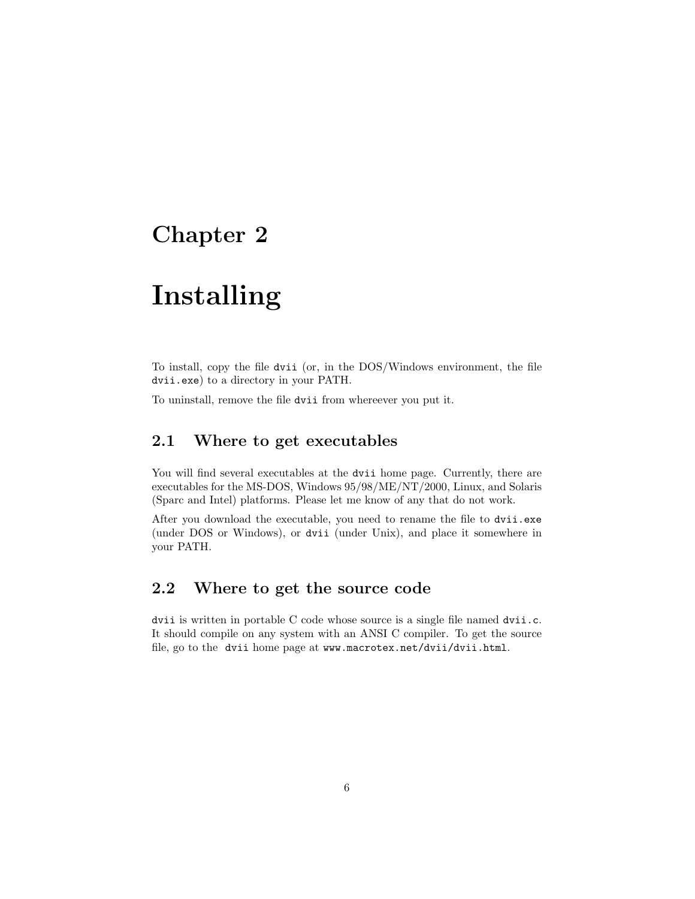# Chapter 2

# Installing

To install, copy the file `dvii` (or, in the DOS/Windows environment, the file `dvii.exe`) to a directory in your PATH.

To uninstall, remove the file `dvii` from whereever you put it.

## 2.1 Where to get executables

You will find several executables at the `dvii` home page. Currently, there are executables for the MS-DOS, Windows 95/98/ME/NT/2000, Linux, and Solaris (Sparc and Intel) platforms. Please let me know of any that do not work.

After you download the executable, you need to rename the file to `dvii.exe` (under DOS or Windows), or `dvii` (under Unix), and place it somewhere in your PATH.

## 2.2 Where to get the source code

`dvii` is written in portable C code whose source is a single file named `dvii.c`. It should compile on any system with an ANSI C compiler. To get the source file, go to the `dvii` home page at `www.macrotex.net/dvii/dvii.html`.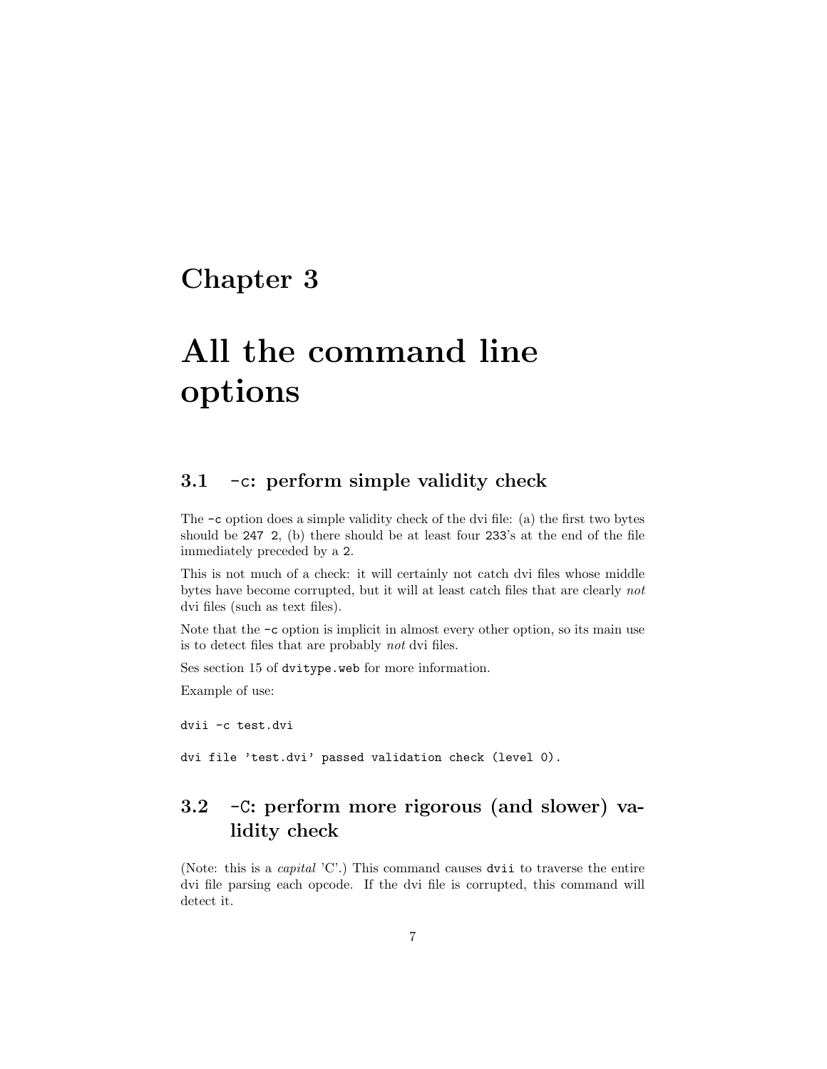# Chapter 3

# All the command line options

## 3.1 `-c`: perform simple validity check

The `-c` option does a simple validity check of the dvi file: (a) the first two bytes should be `247 2`, (b) there should be at least four `233`'s at the end of the file immediately preceded by a `2`.

This is not much of a check: it will certainly not catch dvi files whose middle bytes have become corrupted, but it will at least catch files that are clearly *not* dvi files (such as text files).

Note that the `-c` option is implicit in almost every other option, so its main use is to detect files that are probably *not* dvi files.

Ses section 15 of `dvitype.web` for more information.

Example of use:

```
dvii -c test.dvi

dvi file 'test.dvi' passed validation check (level 0).
```

## 3.2 `-C`: perform more rigorous (and slower) validity check

(Note: this is a *capital* 'C'.) This command causes `dvii` to traverse the entire dvi file parsing each opcode. If the dvi file is corrupted, this command will detect it.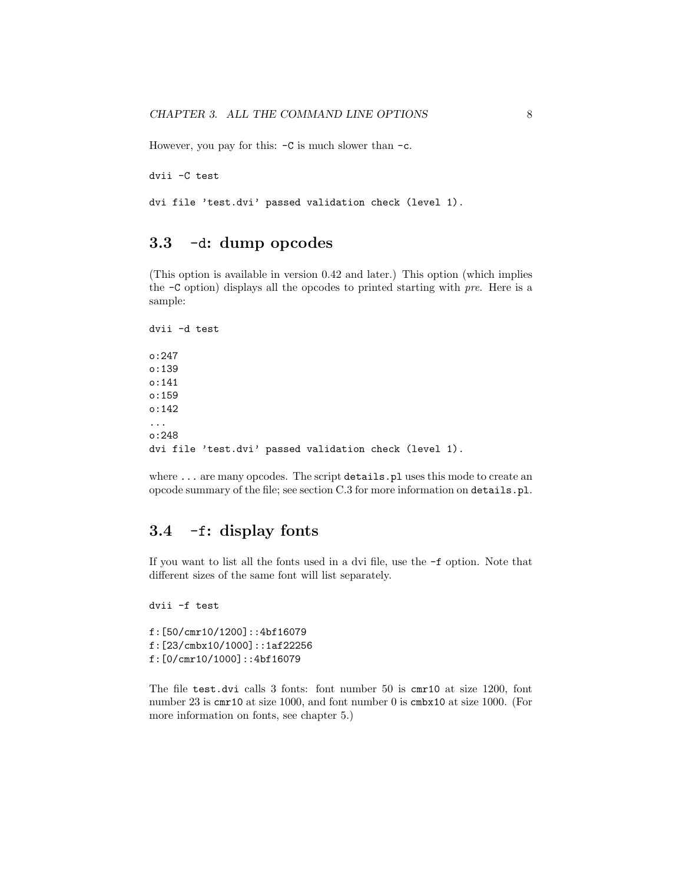However, you pay for this: `-C` is much slower than `-c`.

```
dvii -C test

dvi file 'test.dvi' passed validation check (level 1).
```

## 3.3 `-d`: dump opcodes

(This option is available in version 0.42 and later.) This option (which implies the `-C` option) displays all the opcodes to printed starting with *pre*. Here is a sample:

```
dvii -d test

o:247
o:139
o:141
o:159
o:142
...
o:248
dvi file 'test.dvi' passed validation check (level 1).
```

where `...` are many opcodes. The script `details.pl` uses this mode to create an opcode summary of the file; see section C.3 for more information on `details.pl`.

## 3.4 `-f`: display fonts

If you want to list all the fonts used in a dvi file, use the `-f` option. Note that different sizes of the same font will list separately.

```
dvii -f test

f:[50/cmr10/1200]::4bf16079
f:[23/cmbx10/1000]::1af22256
f:[0/cmr10/1000]::4bf16079
```

The file `test.dvi` calls 3 fonts: font number 50 is `cmr10` at size 1200, font number 23 is `cmr10` at size 1000, and font number 0 is `cmbx10` at size 1000. (For more information on fonts, see chapter 5.)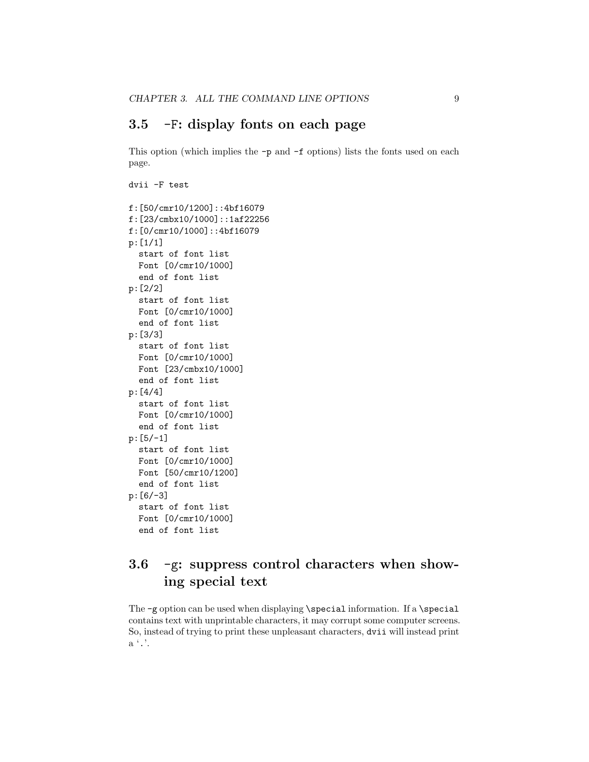## 3.5 -F: display fonts on each page

This option (which implies the `-p` and `-f` options) lists the fonts used on each page.

```
dvii -F test

f:[50/cmr10/1200]::4bf16079
f:[23/cmbx10/1000]::1af22256
f:[0/cmr10/1000]::4bf16079
p:[1/1]
  start of font list
  Font [0/cmr10/1000]
  end of font list
p:[2/2]
  start of font list
  Font [0/cmr10/1000]
  end of font list
p:[3/3]
  start of font list
  Font [0/cmr10/1000]
  Font [23/cmbx10/1000]
  end of font list
p:[4/4]
  start of font list
  Font [0/cmr10/1000]
  end of font list
p:[5/-1]
  start of font list
  Font [0/cmr10/1000]
  Font [50/cmr10/1200]
  end of font list
p:[6/-3]
  start of font list
  Font [0/cmr10/1000]
  end of font list
```

## 3.6 -g: suppress control characters when showing special text

The `-g` option can be used when displaying `\special` information. If a `\special` contains text with unprintable characters, it may corrupt some computer screens. So, instead of trying to print these unpleasant characters, `dvii` will instead print a '.'.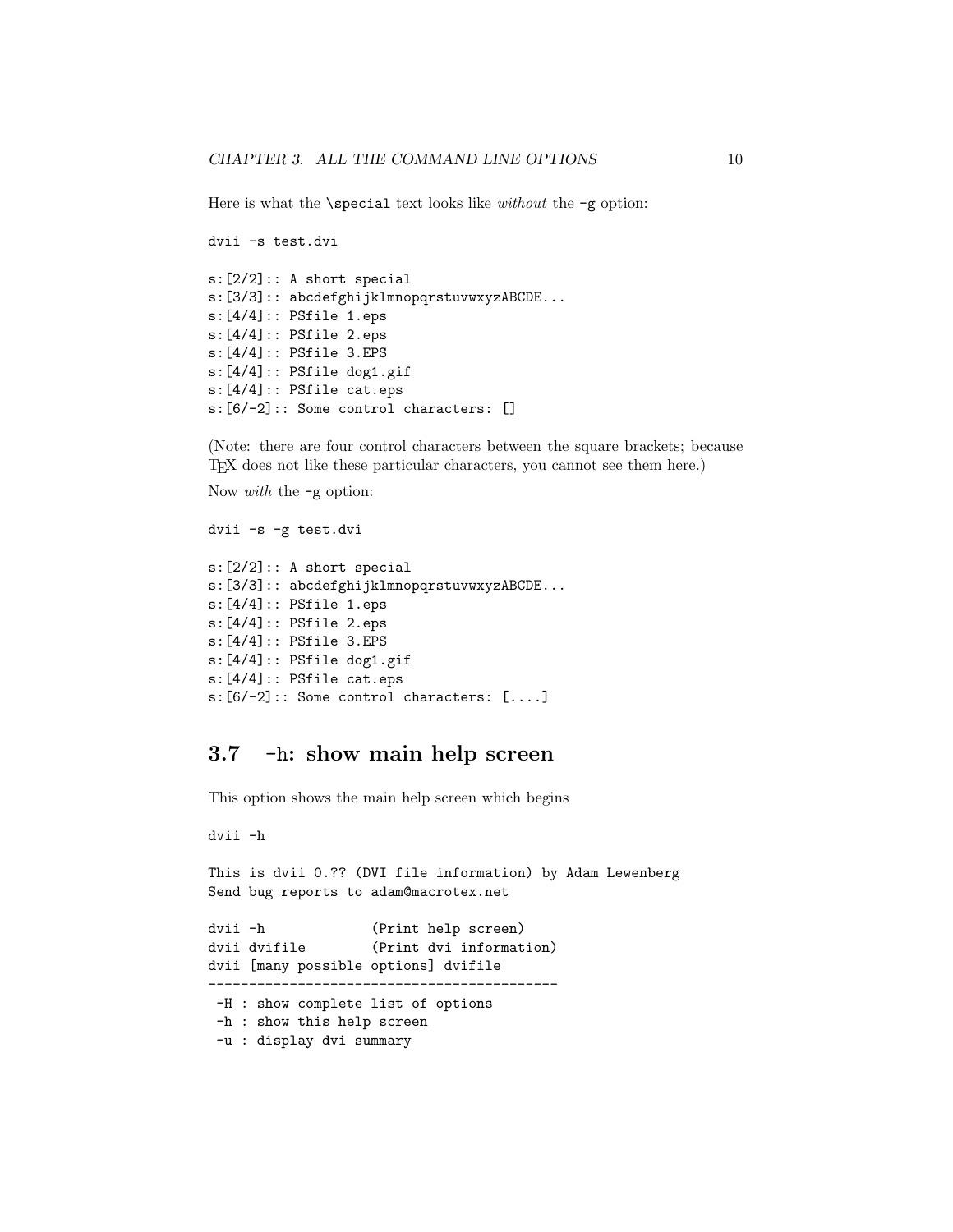Here is what the `\special` text looks like *without* the `-g` option:

```
dvii -s test.dvi

s:[2/2]:: A short special
s:[3/3]:: abcdefghijklmnopqrstuvwxyzABCDE...
s:[4/4]:: PSfile 1.eps
s:[4/4]:: PSfile 2.eps
s:[4/4]:: PSfile 3.EPS
s:[4/4]:: PSfile dog1.gif
s:[4/4]:: PSfile cat.eps
s:[6/-2]:: Some control characters: []
```

(Note: there are four control characters between the square brackets; because TEX does not like these particular characters, you cannot see them here.)

Now *with* the `-g` option:

```
dvii -s -g test.dvi

s:[2/2]:: A short special
s:[3/3]:: abcdefghijklmnopqrstuvwxyzABCDE...
s:[4/4]:: PSfile 1.eps
s:[4/4]:: PSfile 2.eps
s:[4/4]:: PSfile 3.EPS
s:[4/4]:: PSfile dog1.gif
s:[4/4]:: PSfile cat.eps
s:[6/-2]:: Some control characters: [....]
```

## 3.7 `-h`: show main help screen

This option shows the main help screen which begins

```
dvii -h

This is dvii 0.?? (DVI file information) by Adam Lewenberg
Send bug reports to adam@macrotex.net

dvii -h             (Print help screen)
dvii dvifile        (Print dvi information)
dvii [many possible options] dvifile
-------------------------------------------
 -H : show complete list of options
 -h : show this help screen
 -u : display dvi summary
```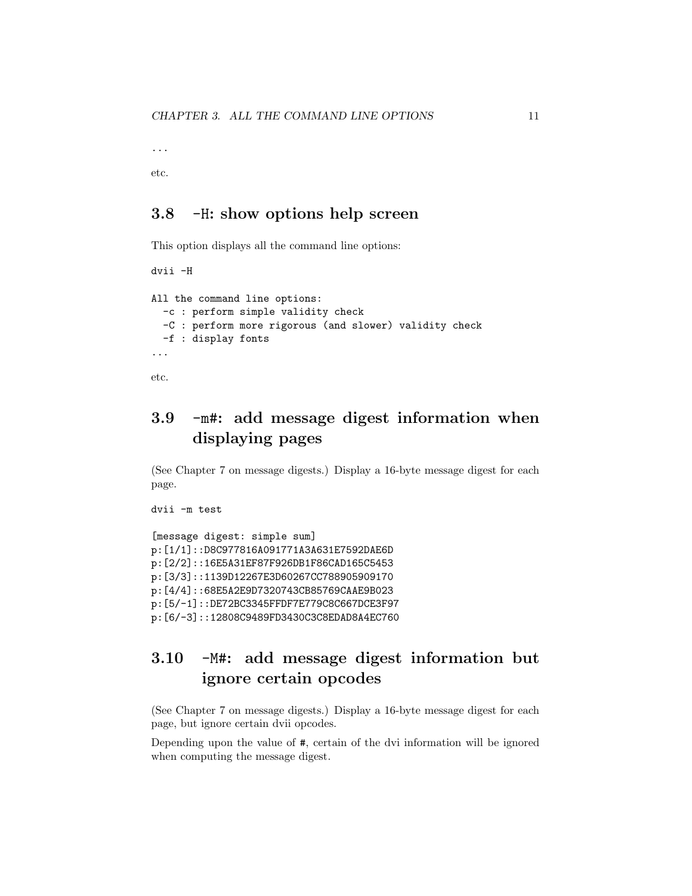```
...
```

etc.

## 3.8 -H: show options help screen

This option displays all the command line options:

```
dvii -H

All the command line options:
  -c : perform simple validity check
  -C : perform more rigorous (and slower) validity check
  -f : display fonts
...
```

etc.

## 3.9 -m#: add message digest information when displaying pages

(See Chapter 7 on message digests.) Display a 16-byte message digest for each page.

```
dvii -m test

[message digest: simple sum]
p:[1/1]::D8C977816A091771A3A631E7592DAE6D
p:[2/2]::16E5A31EF87F926DB1F86CAD165C5453
p:[3/3]::1139D12267E3D60267CC788905909170
p:[4/4]::68E5A2E9D7320743CB85769CAAE9B023
p:[5/-1]::DE72BC3345FFDF7E779C8C667DCE3F97
p:[6/-3]::12808C9489FD3430C3C8EDAD8A4EC760
```

## 3.10 -M#: add message digest information but ignore certain opcodes

(See Chapter 7 on message digests.) Display a 16-byte message digest for each page, but ignore certain dvii opcodes.

Depending upon the value of #, certain of the dvi information will be ignored when computing the message digest.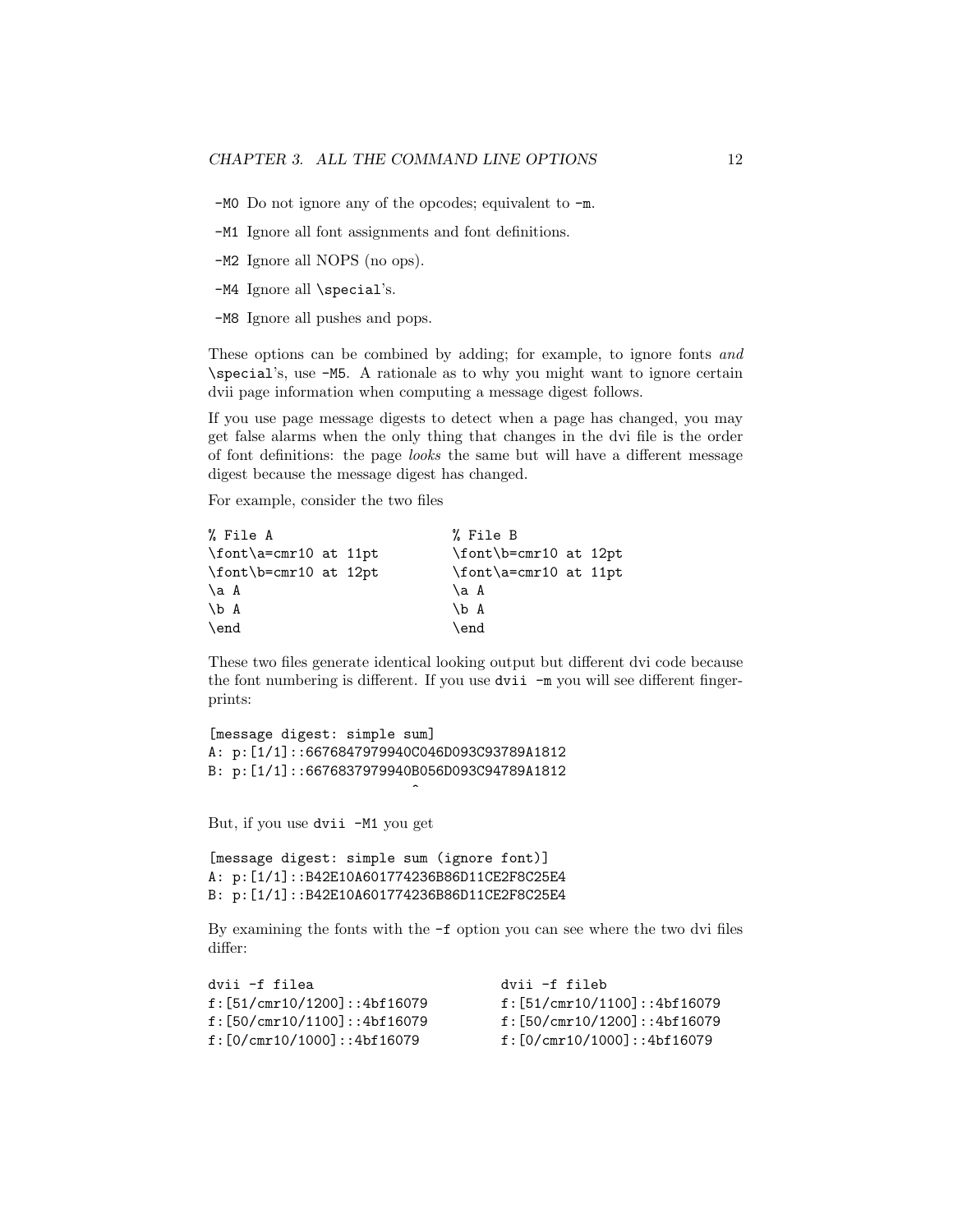`-M0` Do not ignore any of the opcodes; equivalent to `-m`.

`-M1` Ignore all font assignments and font definitions.

`-M2` Ignore all NOPS (no ops).

`-M4` Ignore all `\special`'s.

`-M8` Ignore all pushes and pops.

These options can be combined by adding; for example, to ignore fonts *and* `\special`'s, use `-M5`. A rationale as to why you might want to ignore certain dvii page information when computing a message digest follows.

If you use page message digests to detect when a page has changed, you may get false alarms when the only thing that changes in the dvi file is the order of font definitions: the page *looks* the same but will have a different message digest because the message digest has changed.

For example, consider the two files

```
% File A                        % File B
\font\a=cmr10 at 11pt           \font\b=cmr10 at 12pt
\font\b=cmr10 at 12pt           \font\a=cmr10 at 11pt
\a A                            \a A
\b A                            \b A
\end                            \end
```

These two files generate identical looking output but different dvi code because the font numbering is different. If you use `dvii -m` you will see different fingerprints:

```
[message digest: simple sum]
A: p:[1/1]::6676847979940C046D093C93789A1812
B: p:[1/1]::6676837979940B056D093C94789A1812
                        ^
```

But, if you use `dvii -M1` you get

```
[message digest: simple sum (ignore font)]
A: p:[1/1]::B42E10A601774236B86D11CE2F8C25E4
B: p:[1/1]::B42E10A601774236B86D11CE2F8C25E4
```

By examining the fonts with the `-f` option you can see where the two dvi files differ:

```
dvii -f filea                    dvii -f fileb
f:[51/cmr10/1200]::4bf16079      f:[51/cmr10/1100]::4bf16079
f:[50/cmr10/1100]::4bf16079      f:[50/cmr10/1200]::4bf16079
f:[0/cmr10/1000]::4bf16079       f:[0/cmr10/1000]::4bf16079
```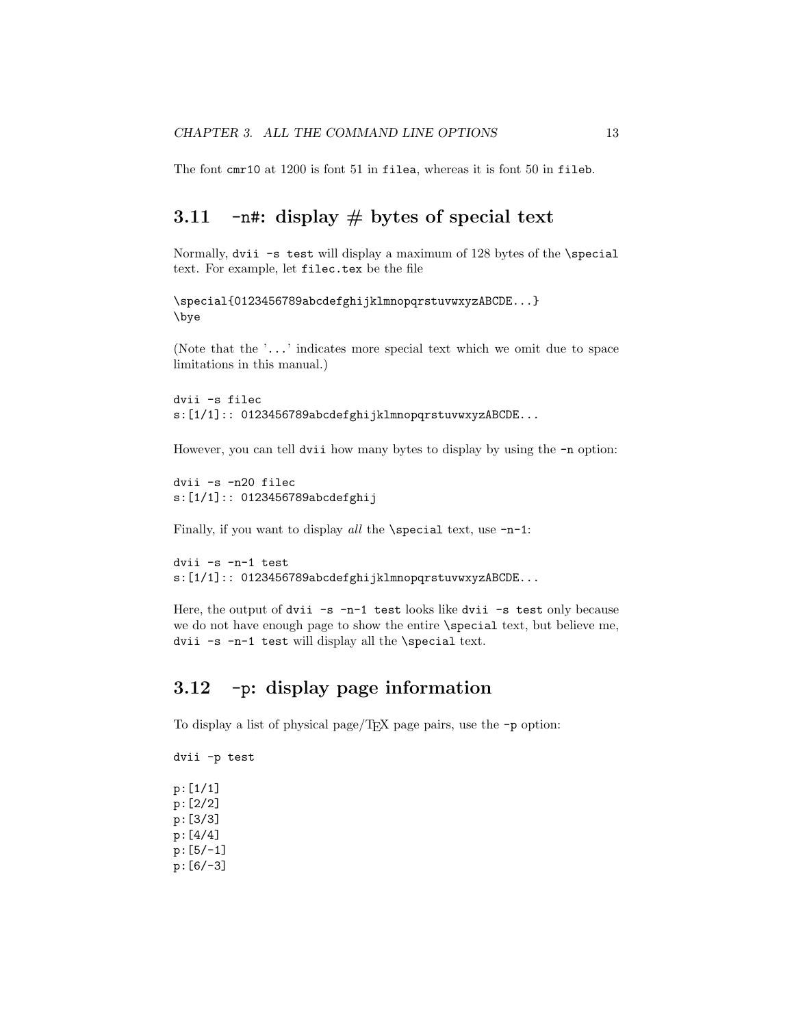The font `cmr10` at 1200 is font 51 in `filea`, whereas it is font 50 in `fileb`.

## 3.11 -n#: display # bytes of special text

Normally, `dvii -s test` will display a maximum of 128 bytes of the `\special` text. For example, let `filec.tex` be the file

```
\special{0123456789abcdefghijklmnopqrstuvwxyzABCDE...}
\bye
```

(Note that the '`...`' indicates more special text which we omit due to space limitations in this manual.)

```
dvii -s filec
s:[1/1]:: 0123456789abcdefghijklmnopqrstuvwxyzABCDE...
```

However, you can tell `dvii` how many bytes to display by using the `-n` option:

```
dvii -s -n20 filec
s:[1/1]:: 0123456789abcdefghij
```

Finally, if you want to display *all* the `\special` text, use `-n-1`:

```
dvii -s -n-1 test
s:[1/1]:: 0123456789abcdefghijklmnopqrstuvwxyzABCDE...
```

Here, the output of `dvii -s -n-1 test` looks like `dvii -s test` only because we do not have enough page to show the entire `\special` text, but believe me, `dvii -s -n-1 test` will display all the `\special` text.

## 3.12 -p: display page information

To display a list of physical page/TEX page pairs, use the `-p` option:

```
dvii -p test

p:[1/1]
p:[2/2]
p:[3/3]
p:[4/4]
p:[5/-1]
p:[6/-3]
```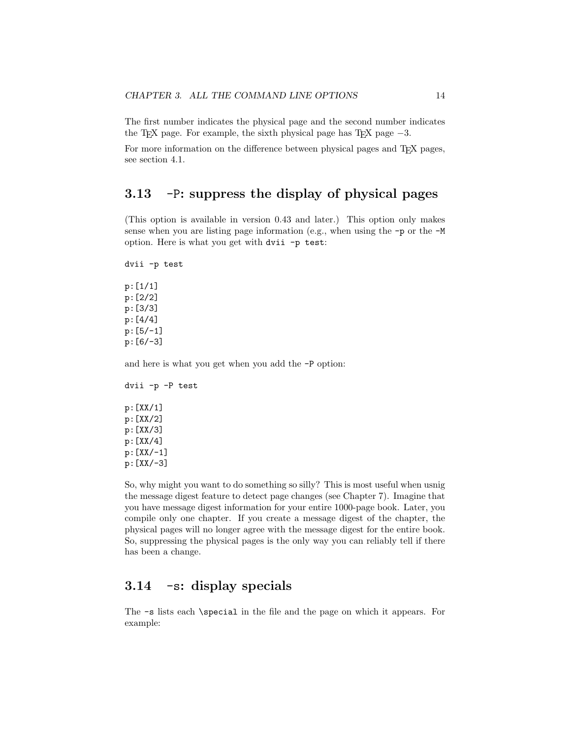The first number indicates the physical page and the second number indicates the TEX page. For example, the sixth physical page has TEX page −3.

For more information on the difference between physical pages and TEX pages, see section 4.1.

## 3.13 `-P`: suppress the display of physical pages

(This option is available in version 0.43 and later.) This option only makes sense when you are listing page information (e.g., when using the `-p` or the `-M` option. Here is what you get with `dvii -p test`:

```
dvii -p test

p:[1/1]
p:[2/2]
p:[3/3]
p:[4/4]
p:[5/-1]
p:[6/-3]
```

and here is what you get when you add the `-P` option:

```
dvii -p -P test

p:[XX/1]
p:[XX/2]
p:[XX/3]
p:[XX/4]
p:[XX/-1]
p:[XX/-3]
```

So, why might you want to do something so silly? This is most useful when usnig the message digest feature to detect page changes (see Chapter 7). Imagine that you have message digest information for your entire 1000-page book. Later, you compile only one chapter. If you create a message digest of the chapter, the physical pages will no longer agree with the message digest for the entire book. So, suppressing the physical pages is the only way you can reliably tell if there has been a change.

## 3.14 `-s`: display specials

The `-s` lists each `\special` in the file and the page on which it appears. For example: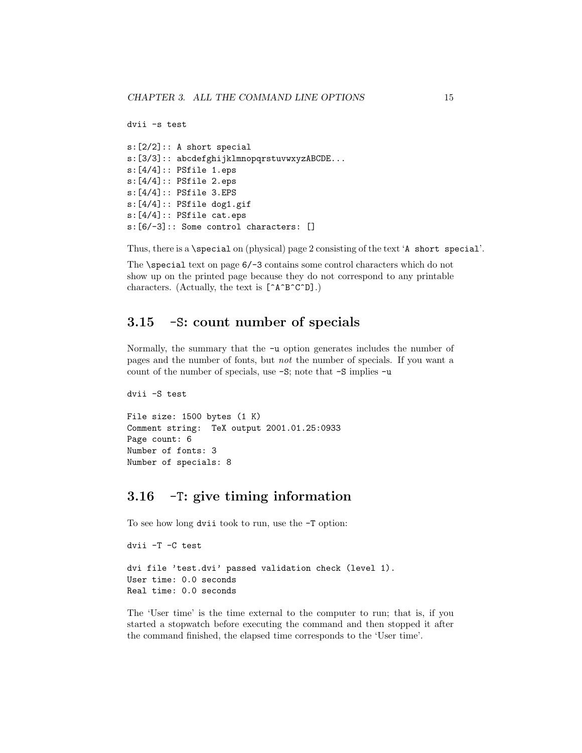```
dvii -s test

s:[2/2]:: A short special
s:[3/3]:: abcdefghijklmnopqrstuvwxyzABCDE...
s:[4/4]:: PSfile 1.eps
s:[4/4]:: PSfile 2.eps
s:[4/4]:: PSfile 3.EPS
s:[4/4]:: PSfile dog1.gif
s:[4/4]:: PSfile cat.eps
s:[6/-3]:: Some control characters: []
```

Thus, there is a `\special` on (physical) page 2 consisting of the text '`A short special`'.

The `\special` text on page `6/-3` contains some control characters which do not show up on the printed page because they do not correspond to any printable characters. (Actually, the text is `[^A^B^C^D]`.)

## 3.15 -S: count number of specials

Normally, the summary that the `-u` option generates includes the number of pages and the number of fonts, but *not* the number of specials. If you want a count of the number of specials, use `-S`; note that `-S` implies `-u`

```
dvii -S test

File size: 1500 bytes (1 K)
Comment string:  TeX output 2001.01.25:0933
Page count: 6
Number of fonts: 3
Number of specials: 8
```

## 3.16 -T: give timing information

To see how long `dvii` took to run, use the `-T` option:

```
dvii -T -C test

dvi file 'test.dvi' passed validation check (level 1).
User time: 0.0 seconds
Real time: 0.0 seconds
```

The 'User time' is the time external to the computer to run; that is, if you started a stopwatch before executing the command and then stopped it after the command finished, the elapsed time corresponds to the 'User time'.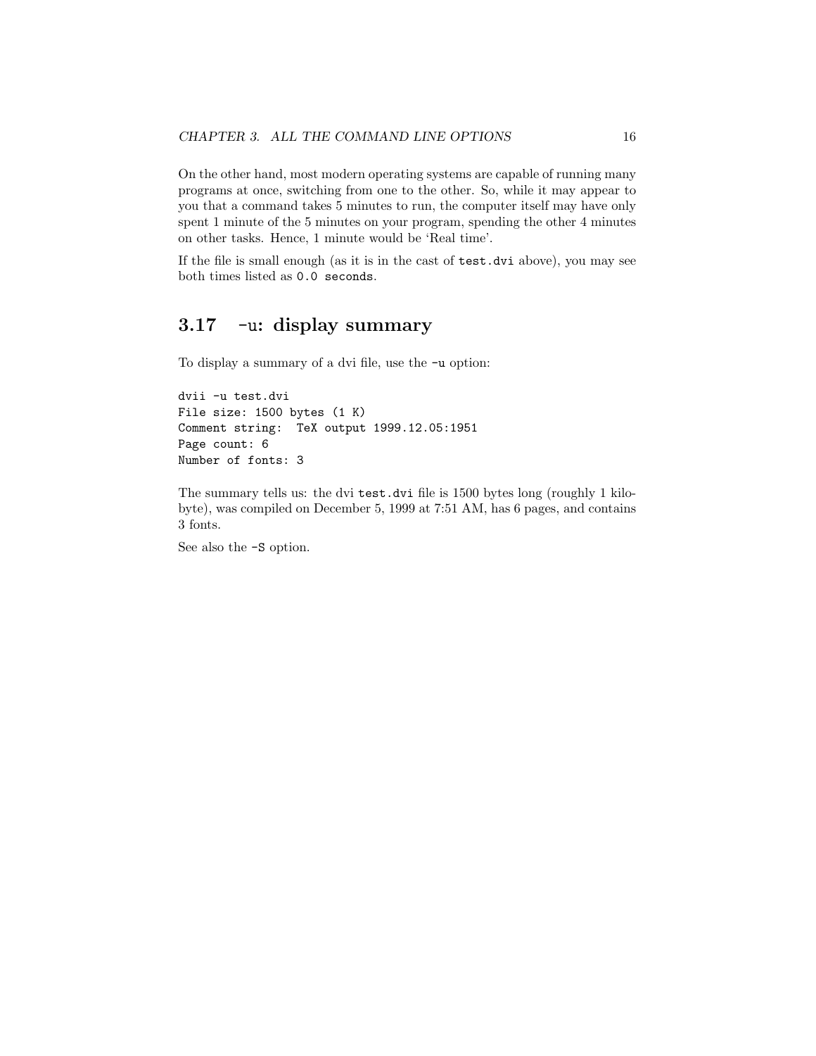On the other hand, most modern operating systems are capable of running many programs at once, switching from one to the other. So, while it may appear to you that a command takes 5 minutes to run, the computer itself may have only spent 1 minute of the 5 minutes on your program, spending the other 4 minutes on other tasks. Hence, 1 minute would be 'Real time'.

If the file is small enough (as it is in the cast of `test.dvi` above), you may see both times listed as `0.0 seconds`.

## 3.17 `-u`: display summary

To display a summary of a dvi file, use the `-u` option:

```
dvii -u test.dvi
File size: 1500 bytes (1 K)
Comment string:  TeX output 1999.12.05:1951
Page count: 6
Number of fonts: 3
```

The summary tells us: the dvi `test.dvi` file is 1500 bytes long (roughly 1 kilobyte), was compiled on December 5, 1999 at 7:51 AM, has 6 pages, and contains 3 fonts.

See also the `-S` option.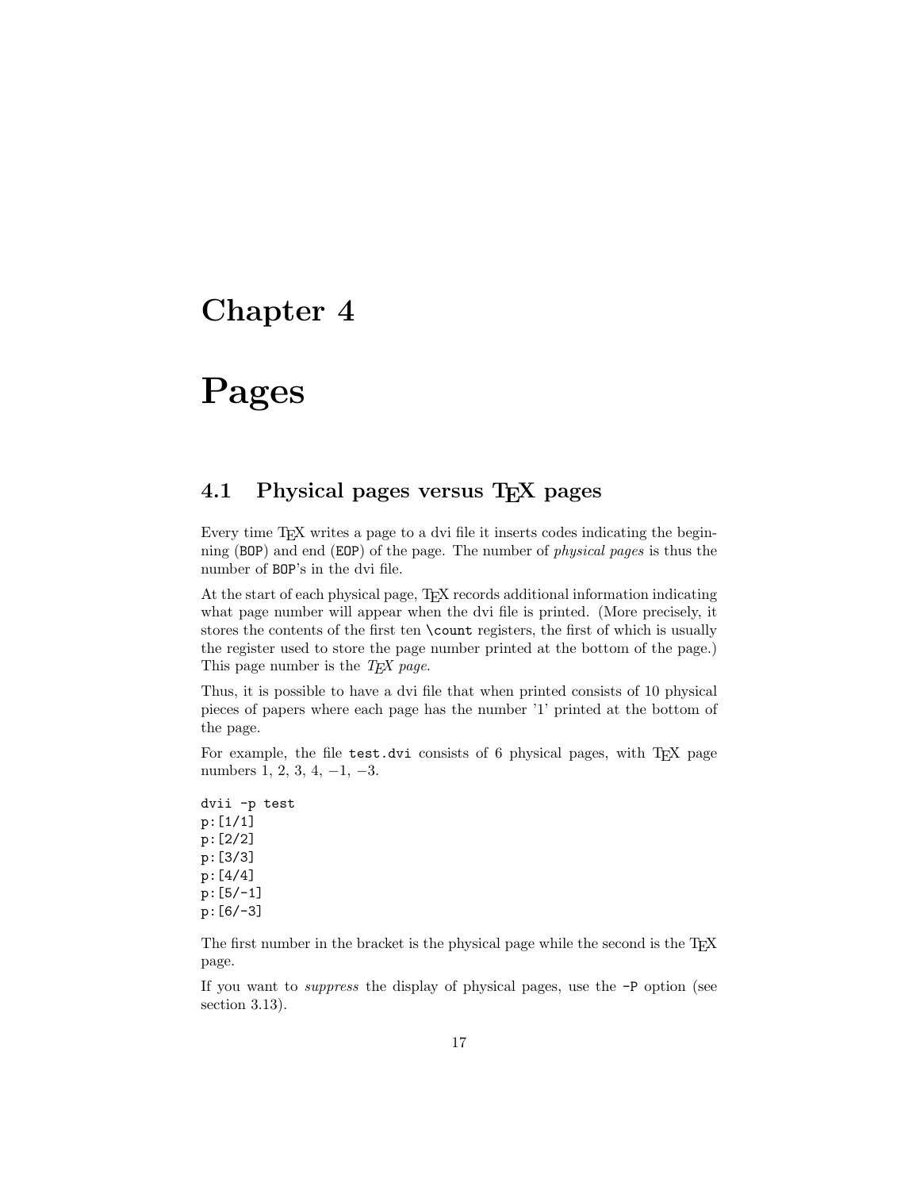# Chapter 4

# Pages

## 4.1 Physical pages versus TEX pages

Every time TEX writes a page to a dvi file it inserts codes indicating the beginning (`BOP`) and end (`EOP`) of the page. The number of *physical pages* is thus the number of `BOP`'s in the dvi file.

At the start of each physical page, TEX records additional information indicating what page number will appear when the dvi file is printed. (More precisely, it stores the contents of the first ten `\count` registers, the first of which is usually the register used to store the page number printed at the bottom of the page.) This page number is the *TEX page*.

Thus, it is possible to have a dvi file that when printed consists of 10 physical pieces of papers where each page has the number '1' printed at the bottom of the page.

For example, the file `test.dvi` consists of 6 physical pages, with TEX page numbers 1, 2, 3, 4, −1, −3.

```
dvii -p test
p:[1/1]
p:[2/2]
p:[3/3]
p:[4/4]
p:[5/-1]
p:[6/-3]
```

The first number in the bracket is the physical page while the second is the TEX page.

If you want to *suppress* the display of physical pages, use the `-P` option (see section 3.13).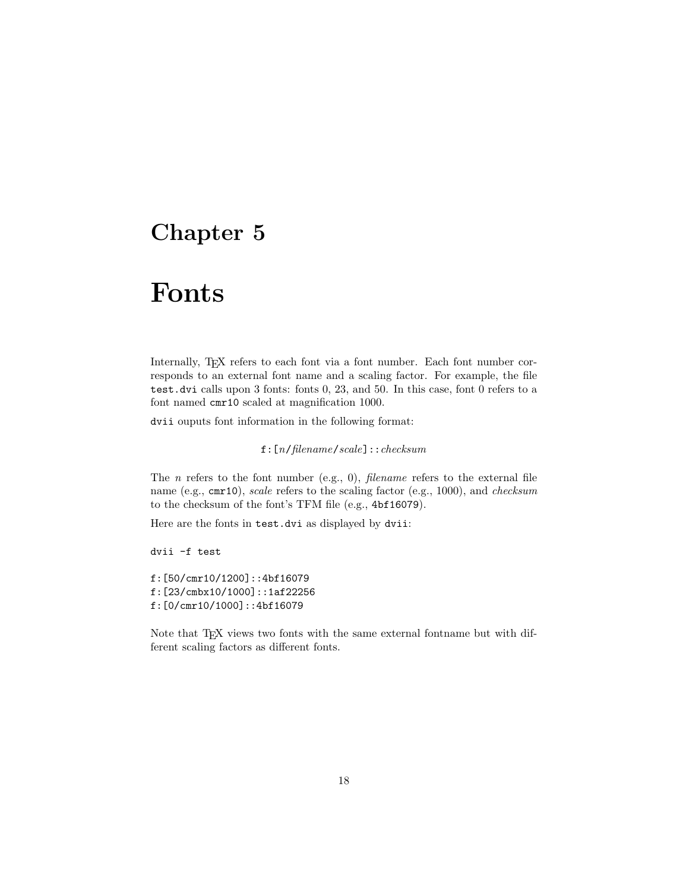# Chapter 5

# Fonts

Internally, TEX refers to each font via a font number. Each font number corresponds to an external font name and a scaling factor. For example, the file `test.dvi` calls upon 3 fonts: fonts 0, 23, and 50. In this case, font 0 refers to a font named `cmr10` scaled at magnification 1000.

`dvii` ouputs font information in the following format:

`f:[`*n*`/`*filename*`/`*scale*`]::`*checksum*

The *n* refers to the font number (e.g., 0), *filename* refers to the external file name (e.g., `cmr10`), *scale* refers to the scaling factor (e.g., 1000), and *checksum* to the checksum of the font's TFM file (e.g., `4bf16079`).

Here are the fonts in `test.dvi` as displayed by `dvii`:

```
dvii -f test

f:[50/cmr10/1200]::4bf16079
f:[23/cmbx10/1000]::1af22256
f:[0/cmr10/1000]::4bf16079
```

Note that TEX views two fonts with the same external fontname but with different scaling factors as different fonts.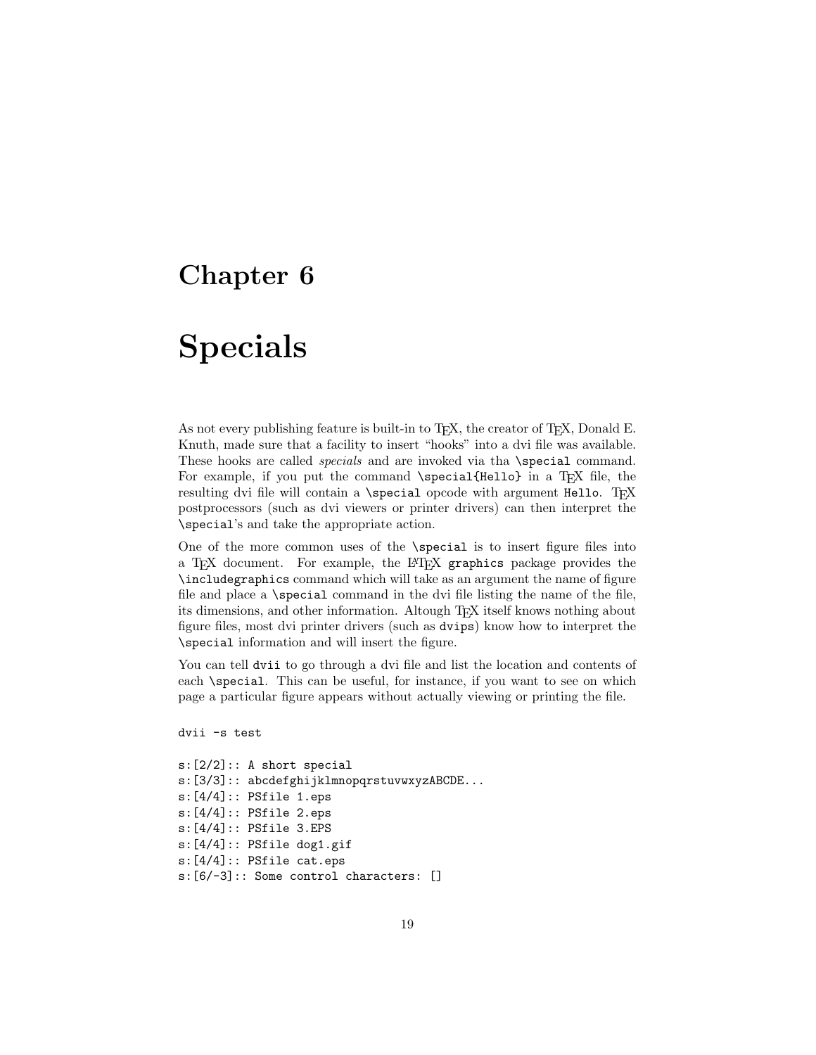# Chapter 6

# Specials

As not every publishing feature is built-in to TEX, the creator of TEX, Donald E. Knuth, made sure that a facility to insert "hooks" into a dvi file was available. These hooks are called *specials* and are invoked via tha `\special` command. For example, if you put the command `\special{Hello}` in a TEX file, the resulting dvi file will contain a `\special` opcode with argument `Hello`. TEX postprocessors (such as dvi viewers or printer drivers) can then interpret the `\special`'s and take the appropriate action.

One of the more common uses of the `\special` is to insert figure files into a TEX document. For example, the LATEX `graphics` package provides the `\includegraphics` command which will take as an argument the name of figure file and place a `\special` command in the dvi file listing the name of the file, its dimensions, and other information. Altough TEX itself knows nothing about figure files, most dvi printer drivers (such as `dvips`) know how to interpret the `\special` information and will insert the figure.

You can tell `dvii` to go through a dvi file and list the location and contents of each `\special`. This can be useful, for instance, if you want to see on which page a particular figure appears without actually viewing or printing the file.

```
dvii -s test

s:[2/2]:: A short special
s:[3/3]:: abcdefghijklmnopqrstuvwxyzABCDE...
s:[4/4]:: PSfile 1.eps
s:[4/4]:: PSfile 2.eps
s:[4/4]:: PSfile 3.EPS
s:[4/4]:: PSfile dog1.gif
s:[4/4]:: PSfile cat.eps
s:[6/-3]:: Some control characters: []
```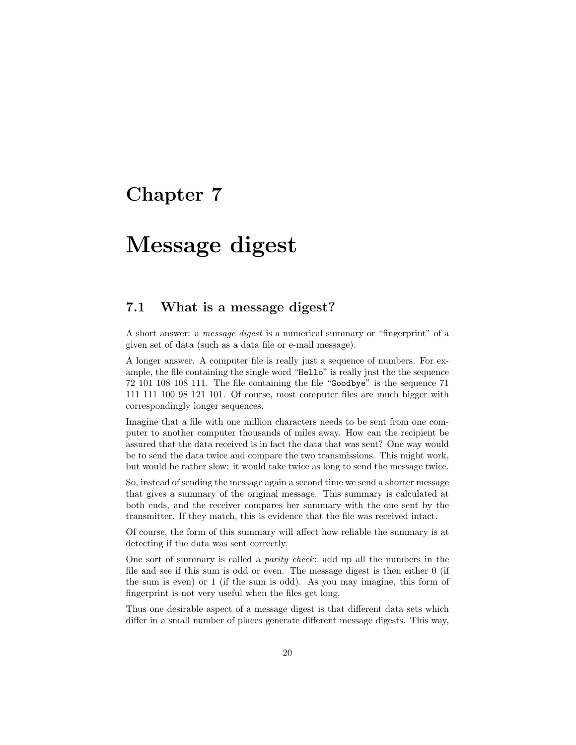# Chapter 7

# Message digest

## 7.1 What is a message digest?

A short answer: a *message digest* is a numerical summary or "fingerprint" of a given set of data (such as a data file or e-mail message).

A longer answer. A computer file is really just a sequence of numbers. For example, the file containing the single word "`Hello`" is really just the the sequence 72 101 108 108 111. The file containing the file "`Goodbye`" is the sequence 71 111 111 100 98 121 101. Of course, most computer files are much bigger with correspondingly longer sequences.

Imagine that a file with one million characters needs to be sent from one computer to another computer thousands of miles away. How can the recipient be assured that the data received is in fact the data that was sent? One way would be to send the data twice and compare the two transmissions. This might work, but would be rather slow: it would take twice as long to send the message twice.

So, instead of sending the message again a second time we send a shorter message that gives a summary of the original message. This summary is calculated at both ends, and the receiver compares her summary with the one sent by the transmitter. If they match, this is evidence that the file was received intact.

Of course, the form of this summary will affect how reliable the summary is at detecting if the data was sent correctly.

One sort of summary is called a *parity check*: add up all the numbers in the file and see if this sum is odd or even. The message digest is then either 0 (if the sum is even) or 1 (if the sum is odd). As you may imagine, this form of fingerprint is not very useful when the files get long.

Thus one desirable aspect of a message digest is that different data sets which differ in a small number of places generate different message digests. This way,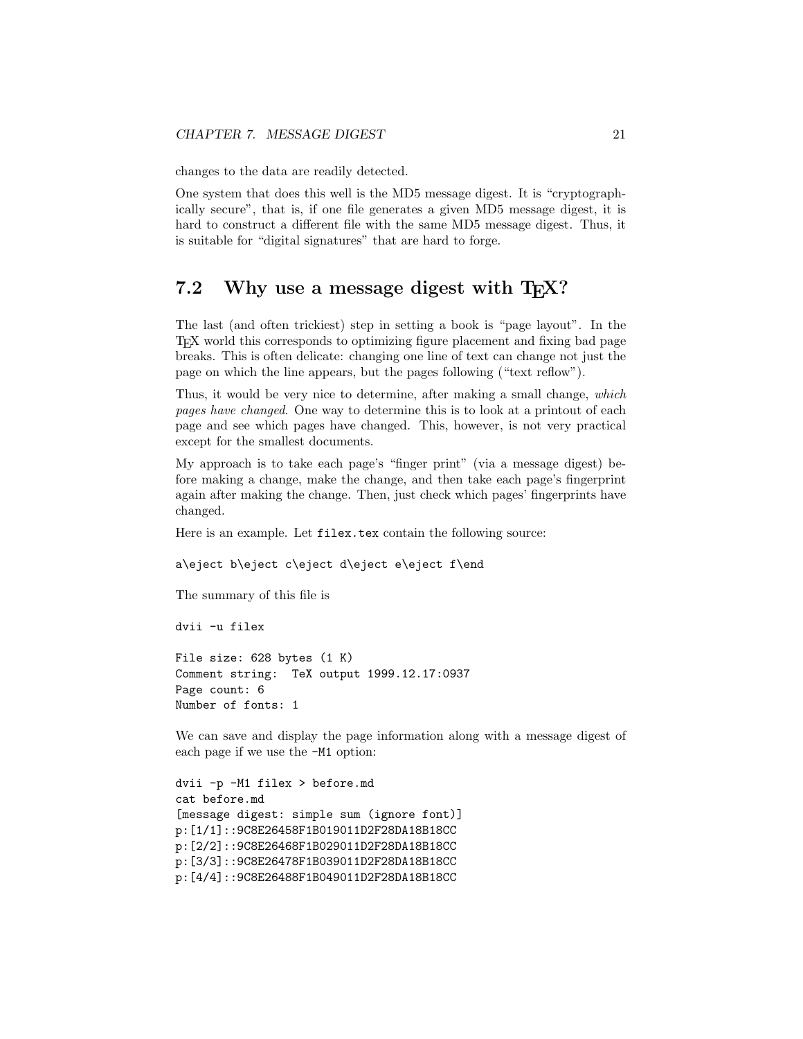changes to the data are readily detected.

One system that does this well is the MD5 message digest. It is "cryptographically secure", that is, if one file generates a given MD5 message digest, it is hard to construct a different file with the same MD5 message digest. Thus, it is suitable for "digital signatures" that are hard to forge.

## 7.2 Why use a message digest with TeX?

The last (and often trickiest) step in setting a book is "page layout". In the TeX world this corresponds to optimizing figure placement and fixing bad page breaks. This is often delicate: changing one line of text can change not just the page on which the line appears, but the pages following ("text reflow").

Thus, it would be very nice to determine, after making a small change, *which pages have changed*. One way to determine this is to look at a printout of each page and see which pages have changed. This, however, is not very practical except for the smallest documents.

My approach is to take each page's "finger print" (via a message digest) before making a change, make the change, and then take each page's fingerprint again after making the change. Then, just check which pages' fingerprints have changed.

Here is an example. Let `filex.tex` contain the following source:

```
a\eject b\eject c\eject d\eject e\eject f\end
```

The summary of this file is

```
dvii -u filex

File size: 628 bytes (1 K)
Comment string:  TeX output 1999.12.17:0937
Page count: 6
Number of fonts: 1
```

We can save and display the page information along with a message digest of each page if we use the `-M1` option:

```
dvii -p -M1 filex > before.md
cat before.md
[message digest: simple sum (ignore font)]
p:[1/1]::9C8E26458F1B019011D2F28DA18B18CC
p:[2/2]::9C8E26468F1B029011D2F28DA18B18CC
p:[3/3]::9C8E26478F1B039011D2F28DA18B18CC
p:[4/4]::9C8E26488F1B049011D2F28DA18B18CC
```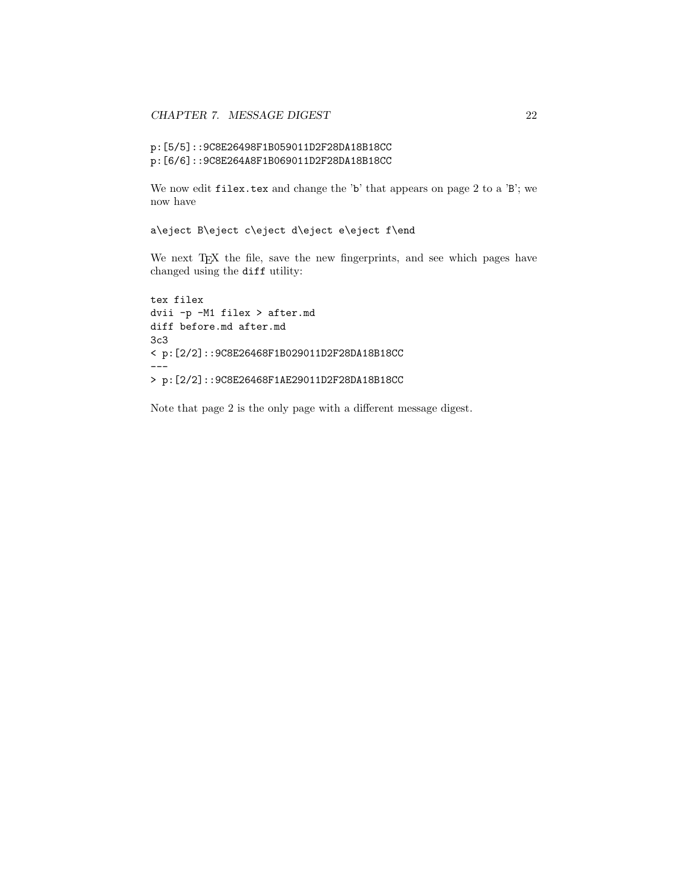```
p:[5/5]::9C8E26498F1B059011D2F28DA18B18CC
p:[6/6]::9C8E264A8F1B069011D2F28DA18B18CC
```

We now edit `filex.tex` and change the 'b' that appears on page 2 to a 'B'; we now have

```
a\eject B\eject c\eject d\eject e\eject f\end
```

We next TeX the file, save the new fingerprints, and see which pages have changed using the `diff` utility:

```
tex filex
dvii -p -M1 filex > after.md
diff before.md after.md
3c3
< p:[2/2]::9C8E26468F1B029011D2F28DA18B18CC
---
> p:[2/2]::9C8E26468F1AE29011D2F28DA18B18CC
```

Note that page 2 is the only page with a different message digest.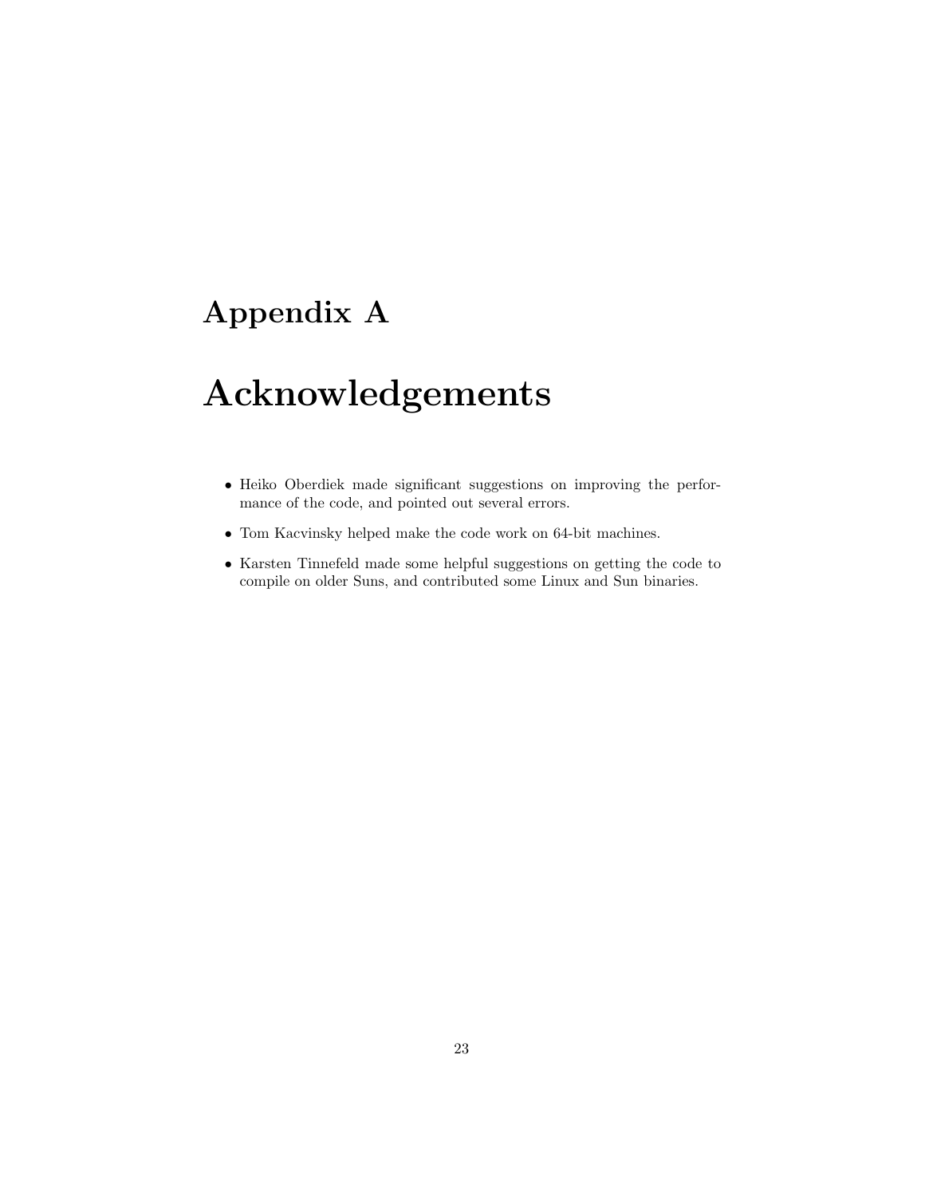# Appendix A

# Acknowledgements

- Heiko Oberdiek made significant suggestions on improving the performance of the code, and pointed out several errors.
- Tom Kacvinsky helped make the code work on 64-bit machines.
- Karsten Tinnefeld made some helpful suggestions on getting the code to compile on older Suns, and contributed some Linux and Sun binaries.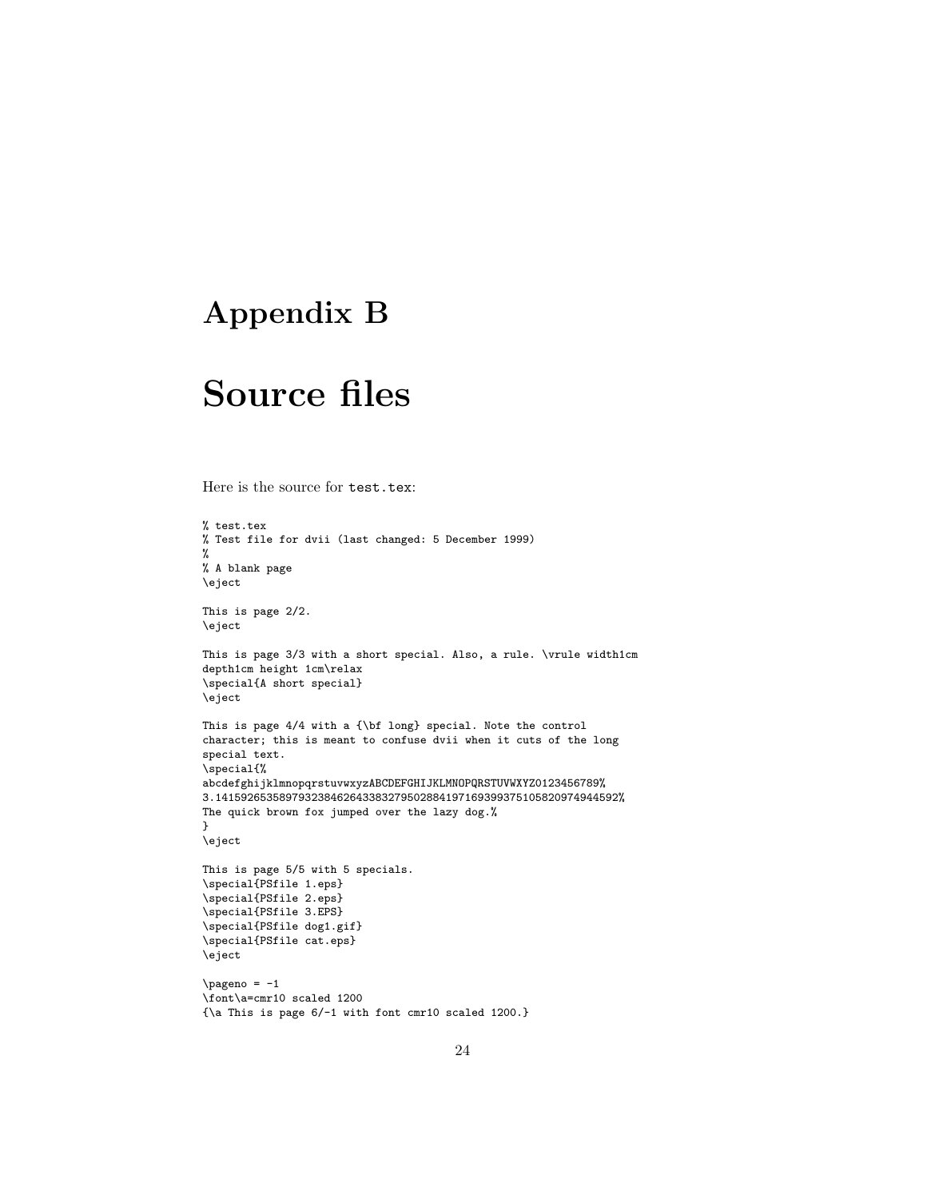# Appendix B

# Source files

Here is the source for `test.tex`:

```
% test.tex
% Test file for dvii (last changed: 5 December 1999)
%
% A blank page
\eject

This is page 2/2.
\eject

This is page 3/3 with a short special. Also, a rule. \vrule width1cm
depth1cm height 1cm\relax
\special{A short special}
\eject

This is page 4/4 with a {\bf long} special. Note the control
character; this is meant to confuse dvii when it cuts of the long
special text.
\special{%
abcdefghijklmnopqrstuvwxyzABCDEFGHIJKLMNOPQRSTUVWXYZ0123456789%
3.14159265358979323846264338327950288419716939937510582097494459 2%
The quick brown fox jumped over the lazy dog.%
}
\eject

This is page 5/5 with 5 specials.
\special{PSfile 1.eps}
\special{PSfile 2.eps}
\special{PSfile 3.EPS}
\special{PSfile dog1.gif}
\special{PSfile cat.eps}
\eject

\pageno = -1
\font\a=cmr10 scaled 1200
{\a This is page 6/-1 with font cmr10 scaled 1200.}
```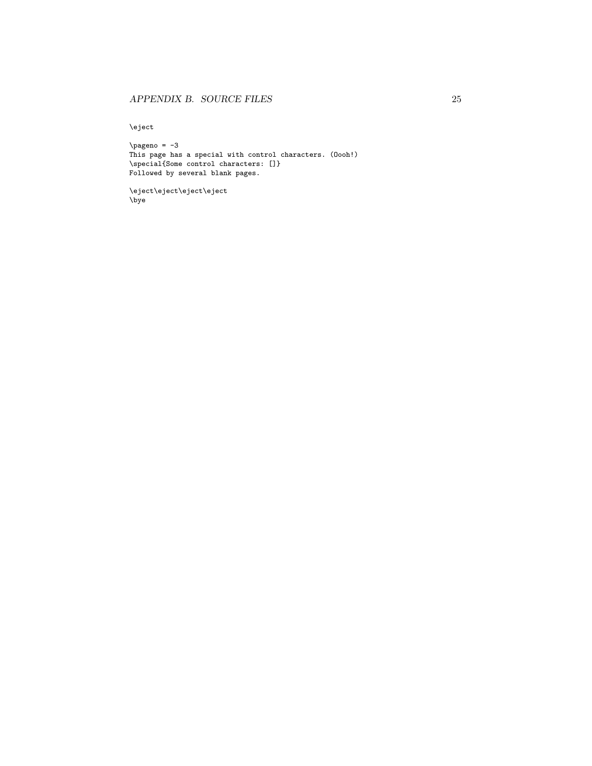```
\eject

\pageno = -3
This page has a special with control characters. (Oooh!)
\special{Some control characters: []}
Followed by several blank pages.

\eject\eject\eject\eject
\bye
```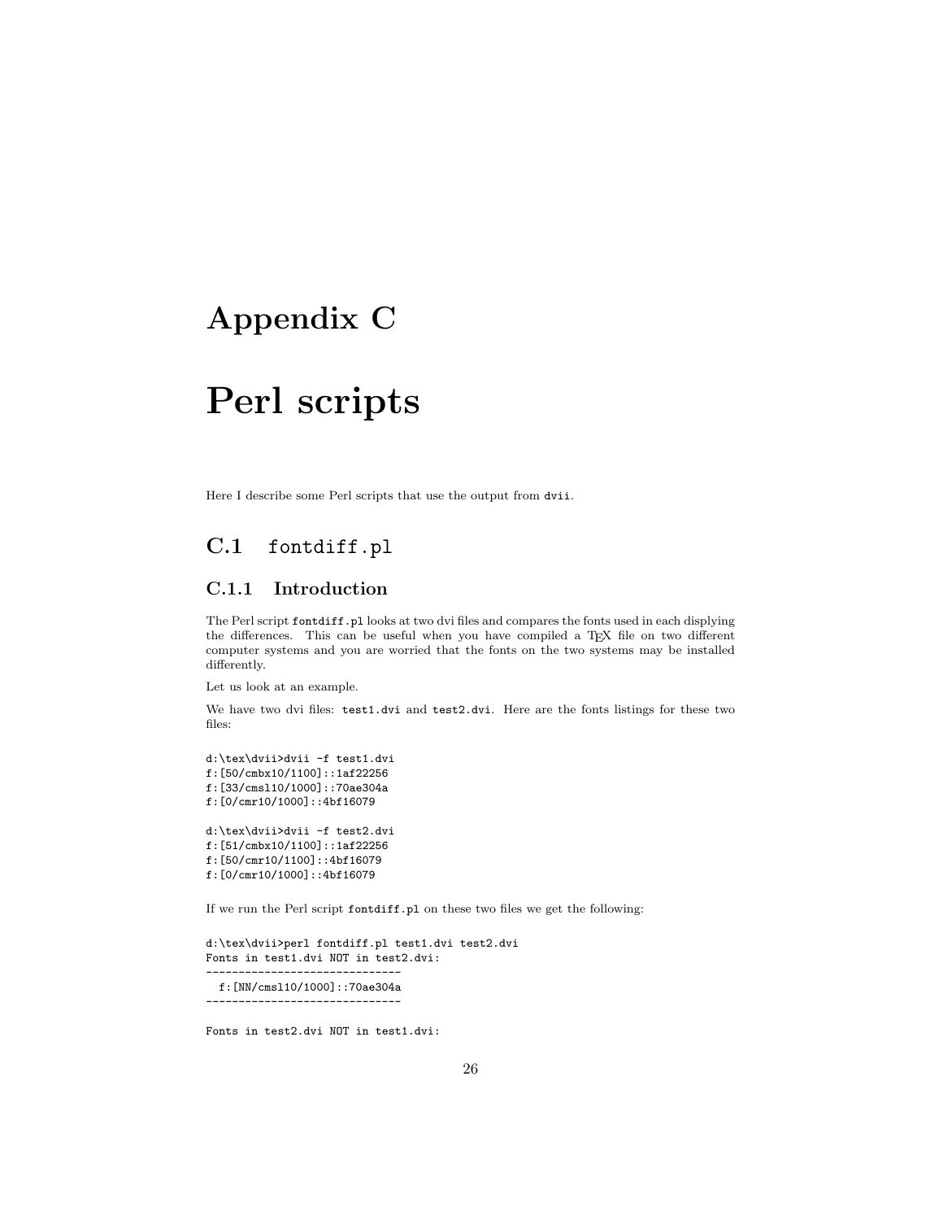# Appendix C

# Perl scripts

Here I describe some Perl scripts that use the output from `dvii`.

## C.1 `fontdiff.pl`

### C.1.1 Introduction

The Perl script `fontdiff.pl` looks at two dvi files and compares the fonts used in each displying the differences. This can be useful when you have compiled a TEX file on two different computer systems and you are worried that the fonts on the two systems may be installed differently.

Let us look at an example.

We have two dvi files: `test1.dvi` and `test2.dvi`. Here are the fonts listings for these two files:

```
d:\tex\dvii>dvii -f test1.dvi
f:[50/cmbx10/1100]::1af22256
f:[33/cmsl10/1000]::70ae304a
f:[0/cmr10/1000]::4bf16079

d:\tex\dvii>dvii -f test2.dvi
f:[51/cmbx10/1100]::1af22256
f:[50/cmr10/1100]::4bf16079
f:[0/cmr10/1000]::4bf16079
```

If we run the Perl script `fontdiff.pl` on these two files we get the following:

```
d:\tex\dvii>perl fontdiff.pl test1.dvi test2.dvi
Fonts in test1.dvi NOT in test2.dvi:
------------------------------
  f:[NN/cmsl10/1000]::70ae304a
------------------------------

Fonts in test2.dvi NOT in test1.dvi:
```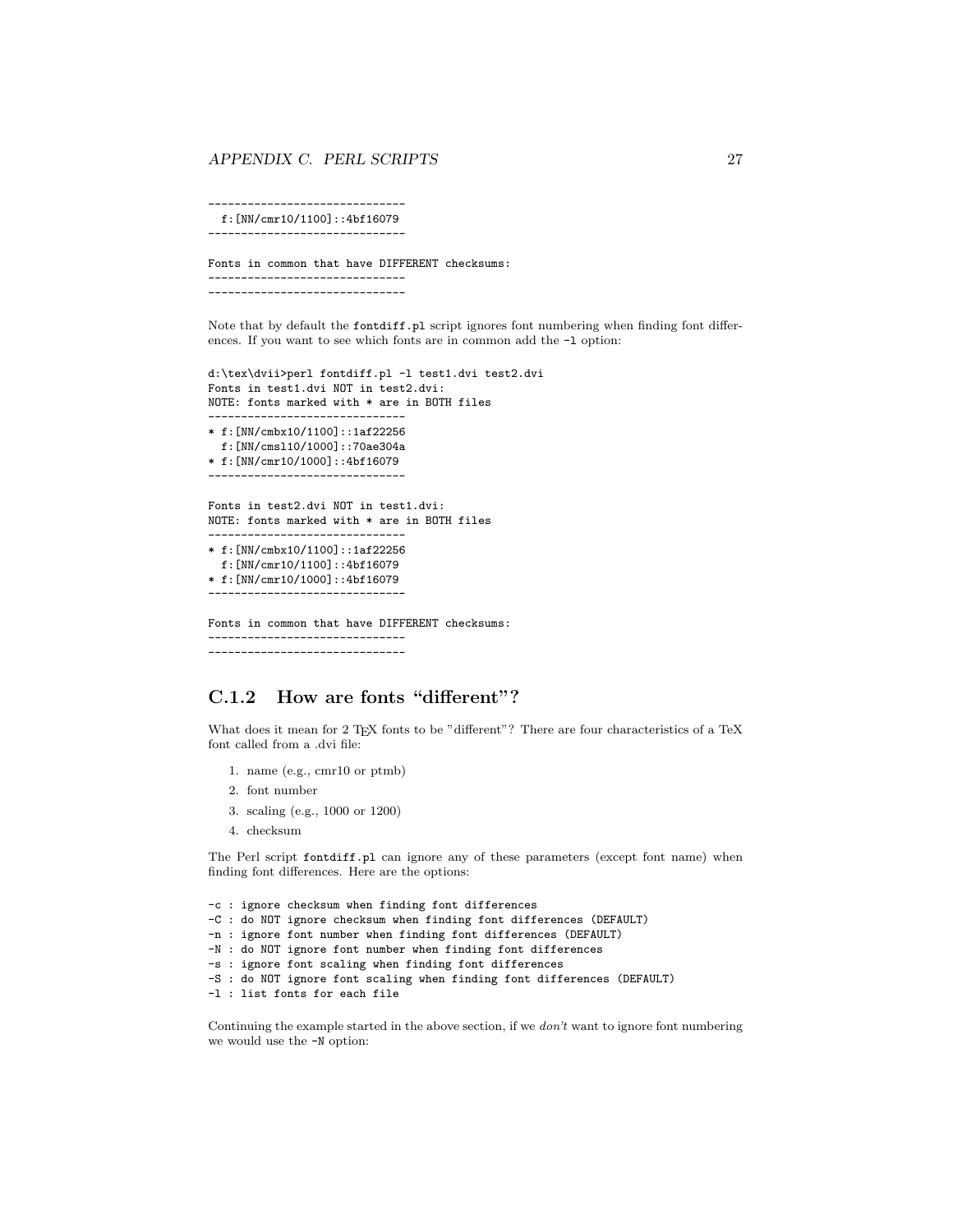```
------------------------------
  f:[NN/cmr10/1100]::4bf16079
------------------------------

Fonts in common that have DIFFERENT checksums:
------------------------------
------------------------------
```

Note that by default the `fontdiff.pl` script ignores font numbering when finding font differences. If you want to see which fonts are in common add the `-l` option:

```
d:\tex\dvii>perl fontdiff.pl -l test1.dvi test2.dvi
Fonts in test1.dvi NOT in test2.dvi:
NOTE: fonts marked with * are in BOTH files
------------------------------
* f:[NN/cmbx10/1100]::1af22256
  f:[NN/cmsl10/1000]::70ae304a
* f:[NN/cmr10/1000]::4bf16079
------------------------------

Fonts in test2.dvi NOT in test1.dvi:
NOTE: fonts marked with * are in BOTH files
------------------------------
* f:[NN/cmbx10/1100]::1af22256
  f:[NN/cmr10/1100]::4bf16079
* f:[NN/cmr10/1000]::4bf16079
------------------------------

Fonts in common that have DIFFERENT checksums:
------------------------------
------------------------------
```

### C.1.2 How are fonts "different"?

What does it mean for 2 TEX fonts to be "different"? There are four characteristics of a TeX font called from a .dvi file:

1. name (e.g., cmr10 or ptmb)
2. font number
3. scaling (e.g., 1000 or 1200)
4. checksum

The Perl script `fontdiff.pl` can ignore any of these parameters (except font name) when finding font differences. Here are the options:

```
-c : ignore checksum when finding font differences
-C : do NOT ignore checksum when finding font differences (DEFAULT)
-n : ignore font number when finding font differences (DEFAULT)
-N : do NOT ignore font number when finding font differences
-s : ignore font scaling when finding font differences
-S : do NOT ignore font scaling when finding font differences (DEFAULT)
-l : list fonts for each file
```

Continuing the example started in the above section, if we *don't* want to ignore font numbering we would use the `-N` option: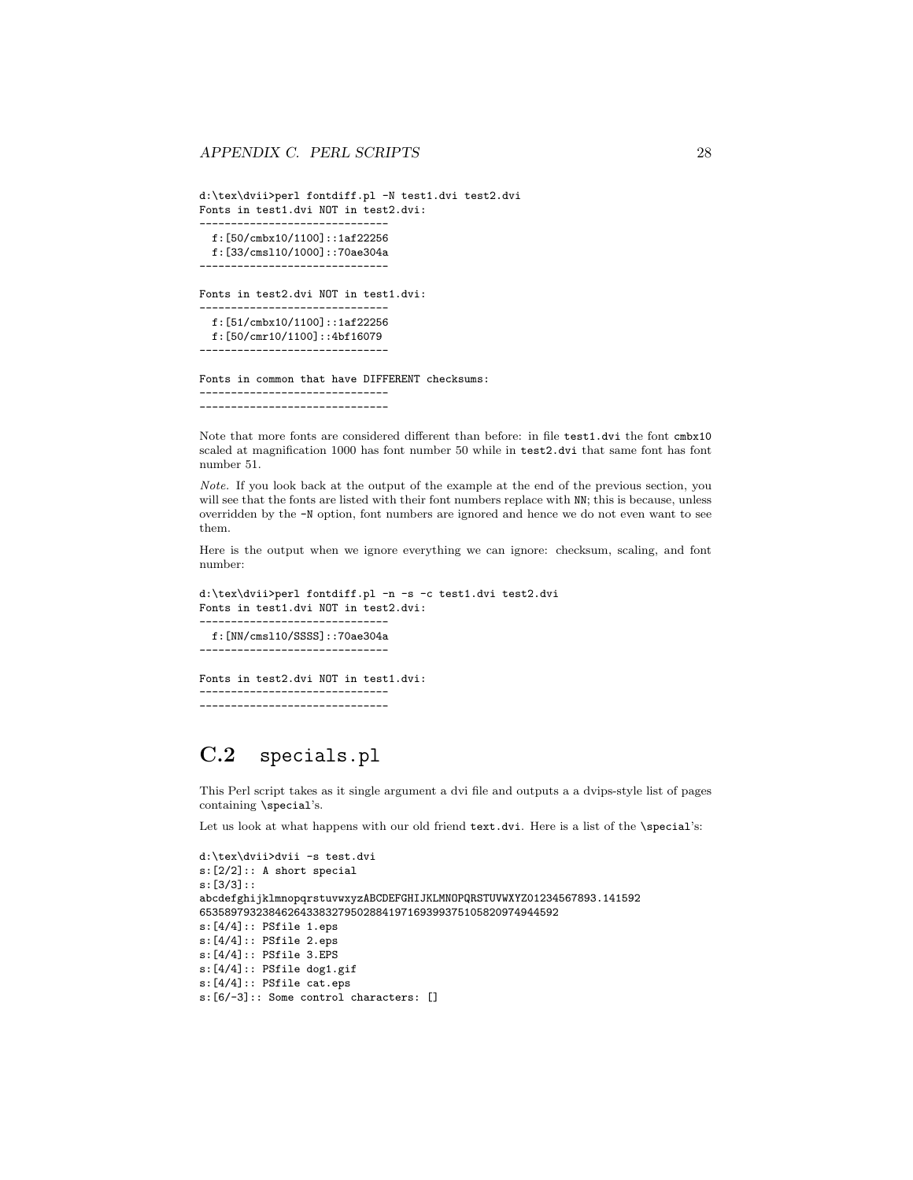```
d:\tex\dvii>perl fontdiff.pl -N test1.dvi test2.dvi
Fonts in test1.dvi NOT in test2.dvi:
------------------------------
  f:[50/cmbx10/1100]::1af22256
  f:[33/cmsl10/1000]::70ae304a
------------------------------

Fonts in test2.dvi NOT in test1.dvi:
------------------------------
  f:[51/cmbx10/1100]::1af22256
  f:[50/cmr10/1100]::4bf16079
------------------------------

Fonts in common that have DIFFERENT checksums:
------------------------------
------------------------------
```

Note that more fonts are considered different than before: in file `test1.dvi` the font `cmbx10` scaled at magnification 1000 has font number 50 while in `test2.dvi` that same font has font number 51.

*Note.* If you look back at the output of the example at the end of the previous section, you will see that the fonts are listed with their font numbers replace with `NN`; this is because, unless overridden by the `-N` option, font numbers are ignored and hence we do not even want to see them.

Here is the output when we ignore everything we can ignore: checksum, scaling, and font number:

```
d:\tex\dvii>perl fontdiff.pl -n -s -c test1.dvi test2.dvi
Fonts in test1.dvi NOT in test2.dvi:
------------------------------
  f:[NN/cmsl10/SSSS]::70ae304a
------------------------------

Fonts in test2.dvi NOT in test1.dvi:
------------------------------
------------------------------
```

## C.2 specials.pl

This Perl script takes as it single argument a dvi file and outputs a a dvips-style list of pages containing `\special`'s.

Let us look at what happens with our old friend `text.dvi`. Here is a list of the `\special`'s:

```
d:\tex\dvii>dvii -s test.dvi
s:[2/2]:: A short special
s:[3/3]::
abcdefghijklmnopqrstuvwxyzABCDEFGHIJKLMNOPQRSTUVWXYZ01234567893.141592
6535897932384626433832795028841971693993751058209749445 92
s:[4/4]:: PSfile 1.eps
s:[4/4]:: PSfile 2.eps
s:[4/4]:: PSfile 3.EPS
s:[4/4]:: PSfile dog1.gif
s:[4/4]:: PSfile cat.eps
s:[6/-3]:: Some control characters: []
```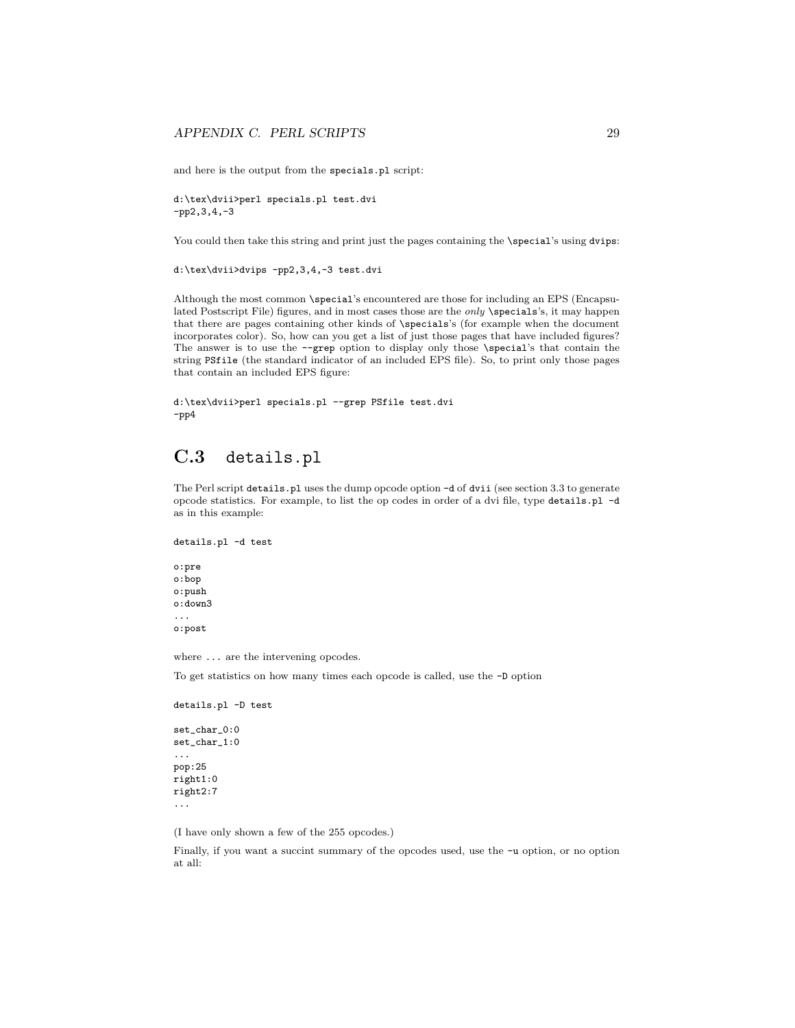and here is the output from the `specials.pl` script:

```
d:\tex\dvii>perl specials.pl test.dvi
-pp2,3,4,-3
```

You could then take this string and print just the pages containing the `\special`'s using `dvips`:

```
d:\tex\dvii>dvips -pp2,3,4,-3 test.dvi
```

Although the most common `\special`'s encountered are those for including an EPS (Encapsulated Postscript File) figures, and in most cases those are the *only* `\specials`'s, it may happen that there are pages containing other kinds of `\specials`'s (for example when the document incorporates color). So, how can you get a list of just those pages that have included figures? The answer is to use the `--grep` option to display only those `\special`'s that contain the string `PSfile` (the standard indicator of an included EPS file). So, to print only those pages that contain an included EPS figure:

```
d:\tex\dvii>perl specials.pl --grep PSfile test.dvi
-pp4
```

## C.3 details.pl

The Perl script `details.pl` uses the dump opcode option `-d` of `dvii` (see section 3.3 to generate opcode statistics. For example, to list the op codes in order of a dvi file, type `details.pl -d` as in this example:

```
details.pl -d test

o:pre
o:bop
o:push
o:down3
...
o:post
```

where `...` are the intervening opcodes.

To get statistics on how many times each opcode is called, use the `-D` option

```
details.pl -D test

set_char_0:0
set_char_1:0
...
pop:25
right1:0
right2:7
...
```

(I have only shown a few of the 255 opcodes.)

Finally, if you want a succint summary of the opcodes used, use the `-u` option, or no option at all: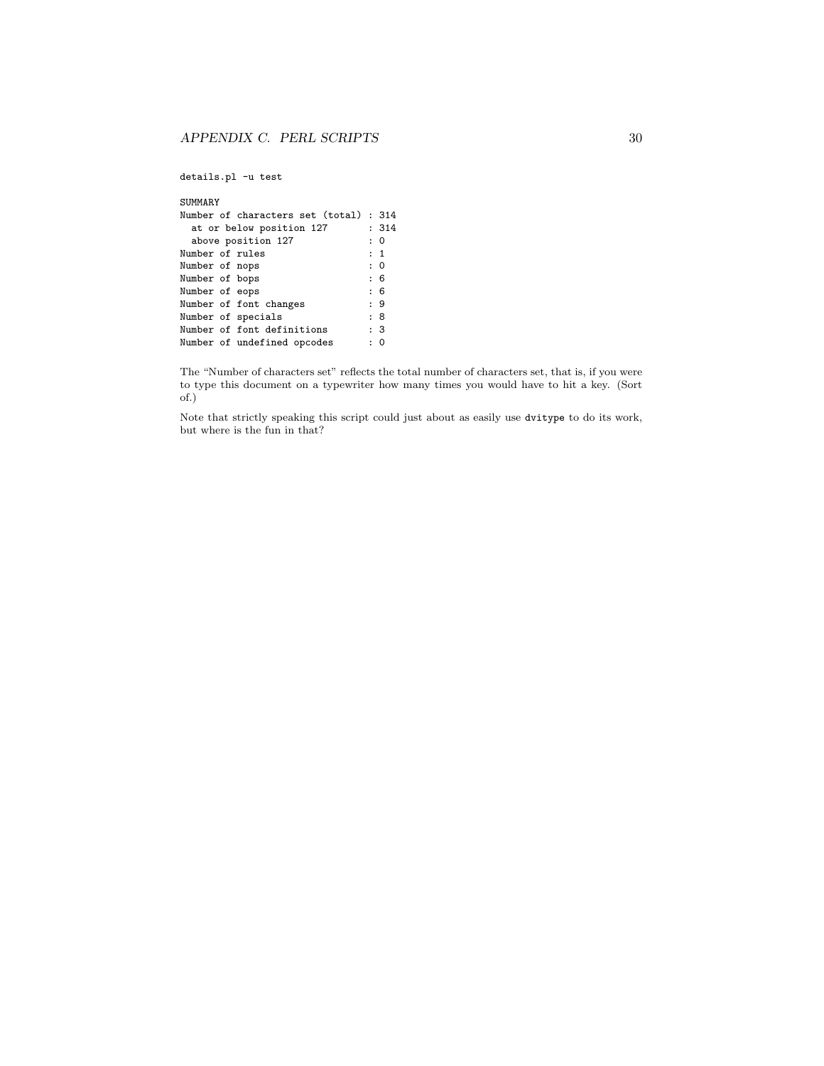```
details.pl -u test

SUMMARY
Number of characters set (total) : 314
  at or below position 127       : 314
  above position 127             : 0
Number of rules                  : 1
Number of nops                   : 0
Number of bops                   : 6
Number of eops                   : 6
Number of font changes           : 9
Number of specials               : 8
Number of font definitions       : 3
Number of undefined opcodes      : 0
```

The "Number of characters set" reflects the total number of characters set, that is, if you were to type this document on a typewriter how many times you would have to hit a key. (Sort of.)

Note that strictly speaking this script could just about as easily use `dvitype` to do its work, but where is the fun in that?